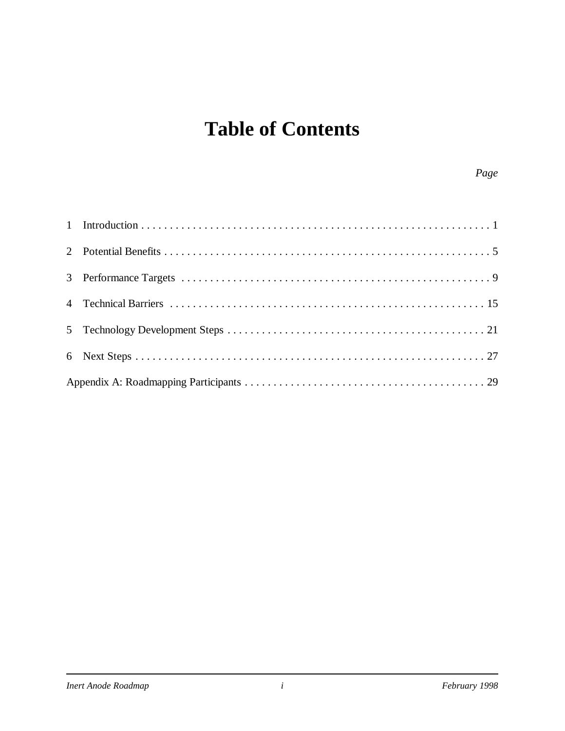# Table of Contents

*Page*

| | | |
|---|---|---|
| 1 | Introduction | 1 |
| 2 | Potential Benefits | 5 |
| 3 | Performance Targets | 9 |
| 4 | Technical Barriers | 15 |
| 5 | Technology Development Steps | 21 |
| 6 | Next Steps | 27 |
| | Appendix A: Roadmapping Participants | 29 |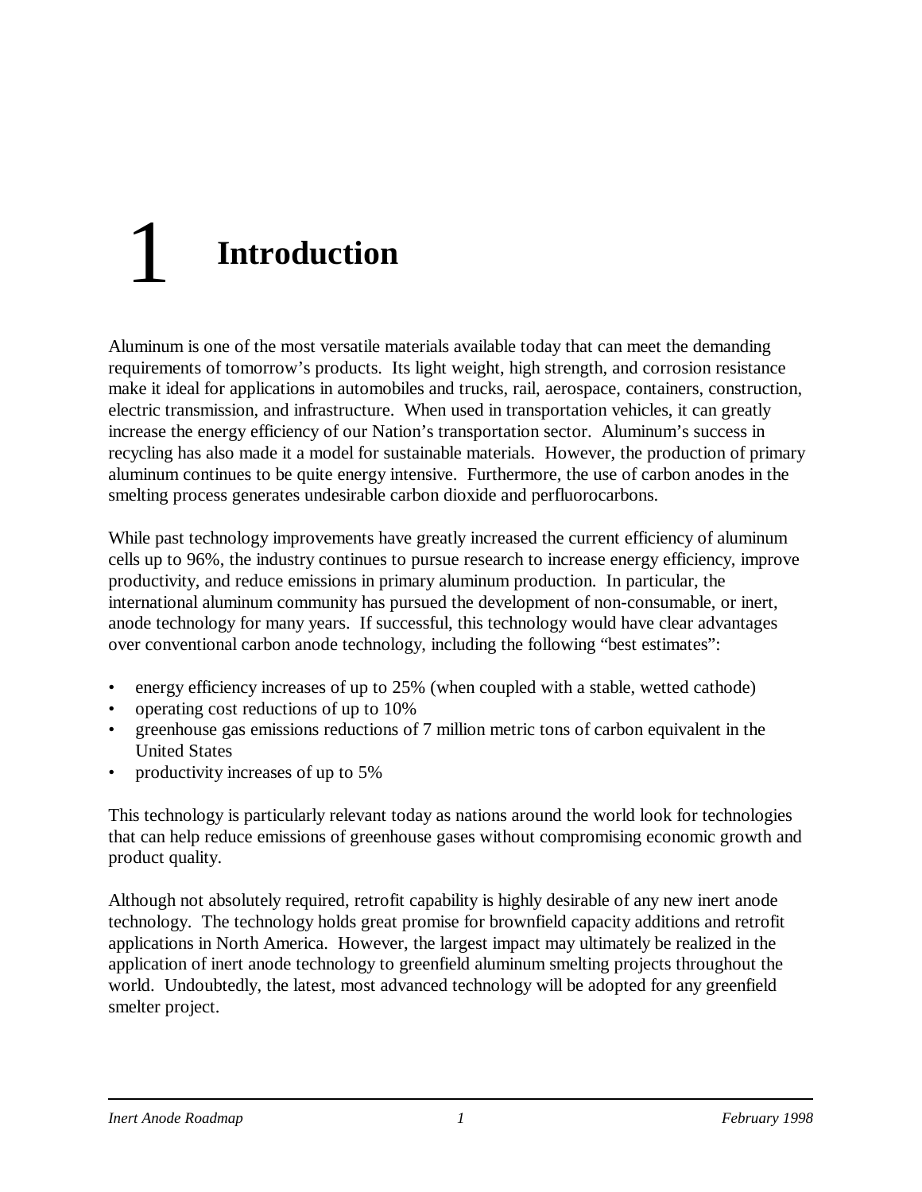# 1 Introduction

Aluminum is one of the most versatile materials available today that can meet the demanding requirements of tomorrow's products. Its light weight, high strength, and corrosion resistance make it ideal for applications in automobiles and trucks, rail, aerospace, containers, construction, electric transmission, and infrastructure. When used in transportation vehicles, it can greatly increase the energy efficiency of our Nation's transportation sector. Aluminum's success in recycling has also made it a model for sustainable materials. However, the production of primary aluminum continues to be quite energy intensive. Furthermore, the use of carbon anodes in the smelting process generates undesirable carbon dioxide and perfluorocarbons.

While past technology improvements have greatly increased the current efficiency of aluminum cells up to 96%, the industry continues to pursue research to increase energy efficiency, improve productivity, and reduce emissions in primary aluminum production. In particular, the international aluminum community has pursued the development of non-consumable, or inert, anode technology for many years. If successful, this technology would have clear advantages over conventional carbon anode technology, including the following "best estimates":

- energy efficiency increases of up to 25% (when coupled with a stable, wetted cathode)
- operating cost reductions of up to 10%
- greenhouse gas emissions reductions of 7 million metric tons of carbon equivalent in the United States
- productivity increases of up to 5%

This technology is particularly relevant today as nations around the world look for technologies that can help reduce emissions of greenhouse gases without compromising economic growth and product quality.

Although not absolutely required, retrofit capability is highly desirable of any new inert anode technology. The technology holds great promise for brownfield capacity additions and retrofit applications in North America. However, the largest impact may ultimately be realized in the application of inert anode technology to greenfield aluminum smelting projects throughout the world. Undoubtedly, the latest, most advanced technology will be adopted for any greenfield smelter project.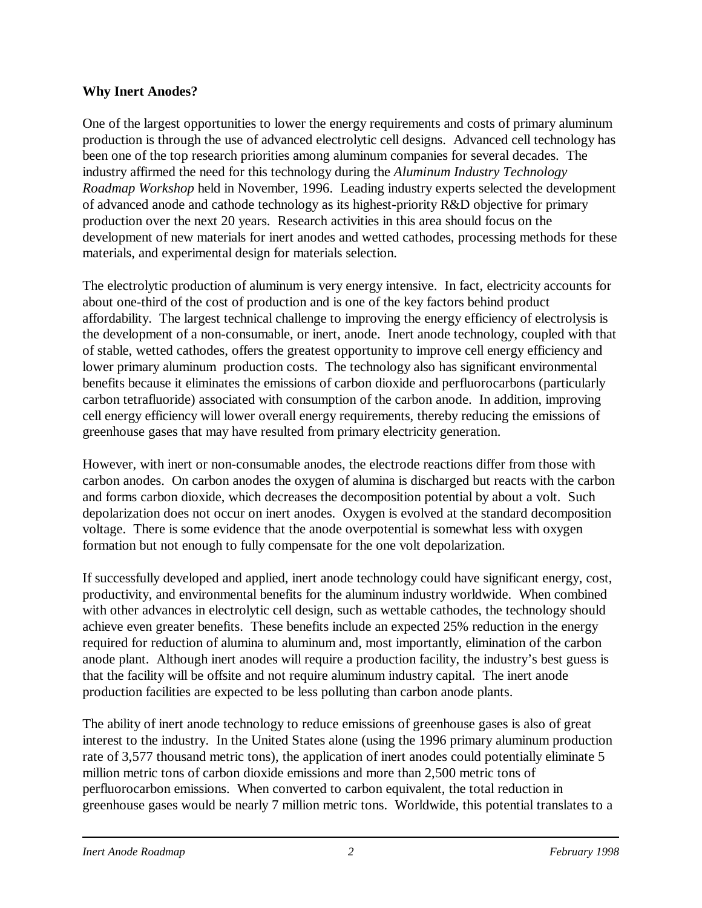**Why Inert Anodes?**

One of the largest opportunities to lower the energy requirements and costs of primary aluminum production is through the use of advanced electrolytic cell designs. Advanced cell technology has been one of the top research priorities among aluminum companies for several decades. The industry affirmed the need for this technology during the *Aluminum Industry Technology Roadmap Workshop* held in November, 1996. Leading industry experts selected the development of advanced anode and cathode technology as its highest-priority R&D objective for primary production over the next 20 years. Research activities in this area should focus on the development of new materials for inert anodes and wetted cathodes, processing methods for these materials, and experimental design for materials selection.

The electrolytic production of aluminum is very energy intensive. In fact, electricity accounts for about one-third of the cost of production and is one of the key factors behind product affordability. The largest technical challenge to improving the energy efficiency of electrolysis is the development of a non-consumable, or inert, anode. Inert anode technology, coupled with that of stable, wetted cathodes, offers the greatest opportunity to improve cell energy efficiency and lower primary aluminum production costs. The technology also has significant environmental benefits because it eliminates the emissions of carbon dioxide and perfluorocarbons (particularly carbon tetrafluoride) associated with consumption of the carbon anode. In addition, improving cell energy efficiency will lower overall energy requirements, thereby reducing the emissions of greenhouse gases that may have resulted from primary electricity generation.

However, with inert or non-consumable anodes, the electrode reactions differ from those with carbon anodes. On carbon anodes the oxygen of alumina is discharged but reacts with the carbon and forms carbon dioxide, which decreases the decomposition potential by about a volt. Such depolarization does not occur on inert anodes. Oxygen is evolved at the standard decomposition voltage. There is some evidence that the anode overpotential is somewhat less with oxygen formation but not enough to fully compensate for the one volt depolarization.

If successfully developed and applied, inert anode technology could have significant energy, cost, productivity, and environmental benefits for the aluminum industry worldwide. When combined with other advances in electrolytic cell design, such as wettable cathodes, the technology should achieve even greater benefits. These benefits include an expected 25% reduction in the energy required for reduction of alumina to aluminum and, most importantly, elimination of the carbon anode plant. Although inert anodes will require a production facility, the industry's best guess is that the facility will be offsite and not require aluminum industry capital. The inert anode production facilities are expected to be less polluting than carbon anode plants.

The ability of inert anode technology to reduce emissions of greenhouse gases is also of great interest to the industry. In the United States alone (using the 1996 primary aluminum production rate of 3,577 thousand metric tons), the application of inert anodes could potentially eliminate 5 million metric tons of carbon dioxide emissions and more than 2,500 metric tons of perfluorocarbon emissions. When converted to carbon equivalent, the total reduction in greenhouse gases would be nearly 7 million metric tons. Worldwide, this potential translates to a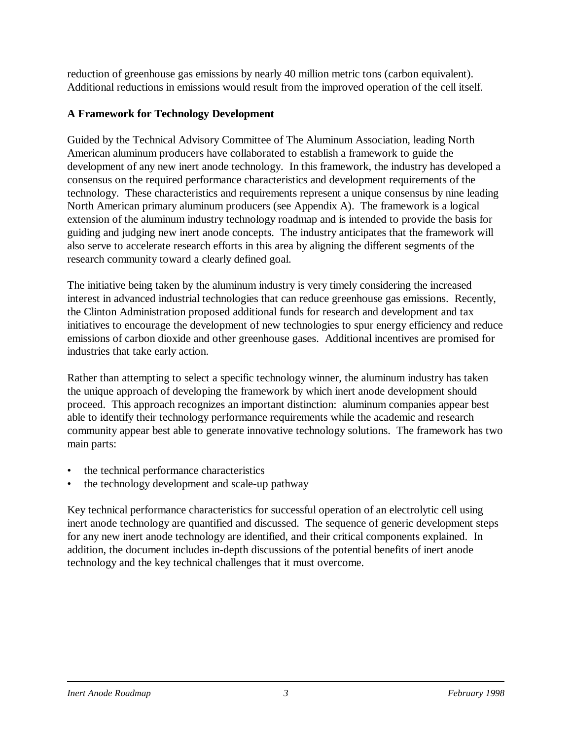reduction of greenhouse gas emissions by nearly 40 million metric tons (carbon equivalent). Additional reductions in emissions would result from the improved operation of the cell itself.

### A Framework for Technology Development

Guided by the Technical Advisory Committee of The Aluminum Association, leading North American aluminum producers have collaborated to establish a framework to guide the development of any new inert anode technology. In this framework, the industry has developed a consensus on the required performance characteristics and development requirements of the technology. These characteristics and requirements represent a unique consensus by nine leading North American primary aluminum producers (see Appendix A). The framework is a logical extension of the aluminum industry technology roadmap and is intended to provide the basis for guiding and judging new inert anode concepts. The industry anticipates that the framework will also serve to accelerate research efforts in this area by aligning the different segments of the research community toward a clearly defined goal.

The initiative being taken by the aluminum industry is very timely considering the increased interest in advanced industrial technologies that can reduce greenhouse gas emissions. Recently, the Clinton Administration proposed additional funds for research and development and tax initiatives to encourage the development of new technologies to spur energy efficiency and reduce emissions of carbon dioxide and other greenhouse gases. Additional incentives are promised for industries that take early action.

Rather than attempting to select a specific technology winner, the aluminum industry has taken the unique approach of developing the framework by which inert anode development should proceed. This approach recognizes an important distinction: aluminum companies appear best able to identify their technology performance requirements while the academic and research community appear best able to generate innovative technology solutions. The framework has two main parts:

- the technical performance characteristics
- the technology development and scale-up pathway

Key technical performance characteristics for successful operation of an electrolytic cell using inert anode technology are quantified and discussed. The sequence of generic development steps for any new inert anode technology are identified, and their critical components explained. In addition, the document includes in-depth discussions of the potential benefits of inert anode technology and the key technical challenges that it must overcome.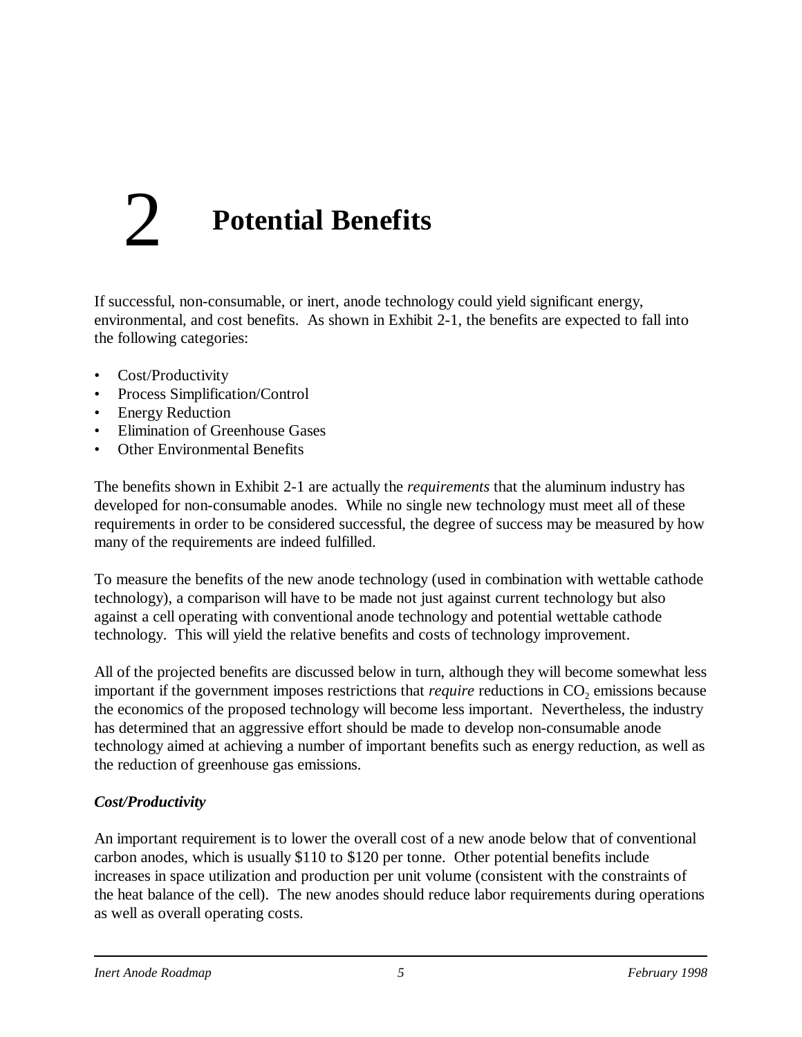# 2 Potential Benefits

If successful, non-consumable, or inert, anode technology could yield significant energy, environmental, and cost benefits. As shown in Exhibit 2-1, the benefits are expected to fall into the following categories:

- Cost/Productivity
- Process Simplification/Control
- Energy Reduction
- Elimination of Greenhouse Gases
- Other Environmental Benefits

The benefits shown in Exhibit 2-1 are actually the *requirements* that the aluminum industry has developed for non-consumable anodes. While no single new technology must meet all of these requirements in order to be considered successful, the degree of success may be measured by how many of the requirements are indeed fulfilled.

To measure the benefits of the new anode technology (used in combination with wettable cathode technology), a comparison will have to be made not just against current technology but also against a cell operating with conventional anode technology and potential wettable cathode technology. This will yield the relative benefits and costs of technology improvement.

All of the projected benefits are discussed below in turn, although they will become somewhat less important if the government imposes restrictions that *require* reductions in $CO_2$ emissions because the economics of the proposed technology will become less important. Nevertheless, the industry has determined that an aggressive effort should be made to develop non-consumable anode technology aimed at achieving a number of important benefits such as energy reduction, as well as the reduction of greenhouse gas emissions.

### *Cost/Productivity*

An important requirement is to lower the overall cost of a new anode below that of conventional carbon anodes, which is usually $110 to $120 per tonne. Other potential benefits include increases in space utilization and production per unit volume (consistent with the constraints of the heat balance of the cell). The new anodes should reduce labor requirements during operations as well as overall operating costs.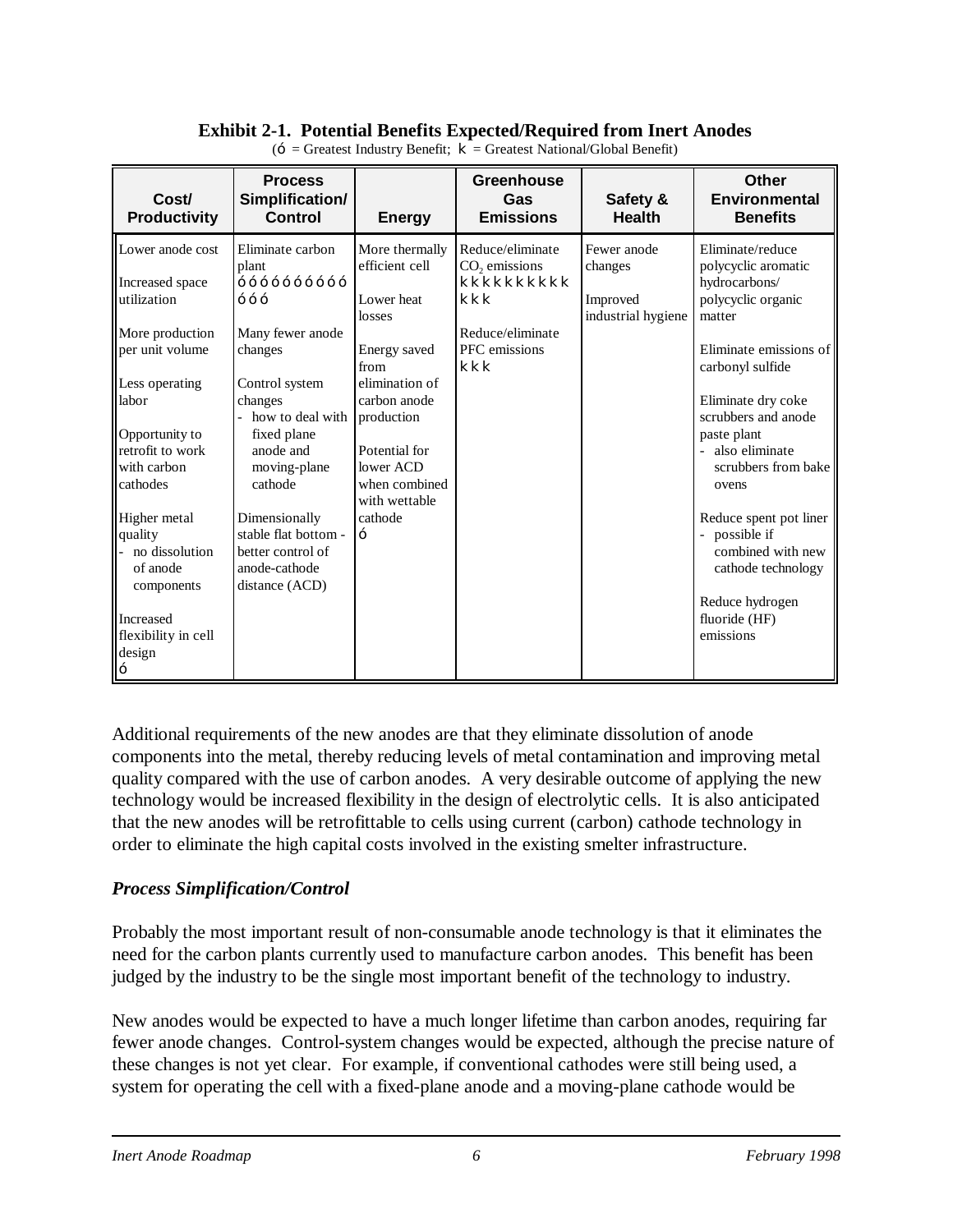**Exhibit 2-1. Potential Benefits Expected/Required from Inert Anodes**

(ó = Greatest Industry Benefit; k = Greatest National/Global Benefit)

| Cost/ Productivity | Process Simplification/ Control | Energy | Greenhouse Gas Emissions | Safety & Health | Other Environmental Benefits |
|---|---|---|---|---|---|
| Lower anode cost<br><br>Increased space utilization<br><br>More production per unit volume<br><br>Less operating labor<br><br>Opportunity to retrofit to work with carbon cathodes<br><br>Higher metal quality<br>- no dissolution of anode components<br><br>Increased flexibility in cell design<br>ó | Eliminate carbon plant<br>óóóóóóóóóóóóó<br><br>Many fewer anode changes<br><br>Control system changes<br>- how to deal with fixed plane anode and moving-plane cathode<br><br>Dimensionally stable flat bottom - better control of anode-cathode distance (ACD) | More thermally efficient cell<br><br>Lower heat losses<br><br>Energy saved from elimination of carbon anode production<br><br>Potential for lower ACD when combined with wettable cathode<br>ó | Reduce/eliminate $CO_2$ emissions<br>kkkkkkkkkkkkk<br><br>Reduce/eliminate PFC emissions<br>kkk | Fewer anode changes<br><br>Improved industrial hygiene | Eliminate/reduce polycyclic aromatic hydrocarbons/ polycyclic organic matter<br><br>Eliminate emissions of carbonyl sulfide<br><br>Eliminate dry coke scrubbers and anode paste plant<br>- also eliminate scrubbers from bake ovens<br><br>Reduce spent pot liner<br>- possible if combined with new cathode technology<br><br>Reduce hydrogen fluoride (HF) emissions |

Additional requirements of the new anodes are that they eliminate dissolution of anode components into the metal, thereby reducing levels of metal contamination and improving metal quality compared with the use of carbon anodes. A very desirable outcome of applying the new technology would be increased flexibility in the design of electrolytic cells. It is also anticipated that the new anodes will be retrofittable to cells using current (carbon) cathode technology in order to eliminate the high capital costs involved in the existing smelter infrastructure.

### *Process Simplification/Control*

Probably the most important result of non-consumable anode technology is that it eliminates the need for the carbon plants currently used to manufacture carbon anodes. This benefit has been judged by the industry to be the single most important benefit of the technology to industry.

New anodes would be expected to have a much longer lifetime than carbon anodes, requiring far fewer anode changes. Control-system changes would be expected, although the precise nature of these changes is not yet clear. For example, if conventional cathodes were still being used, a system for operating the cell with a fixed-plane anode and a moving-plane cathode would be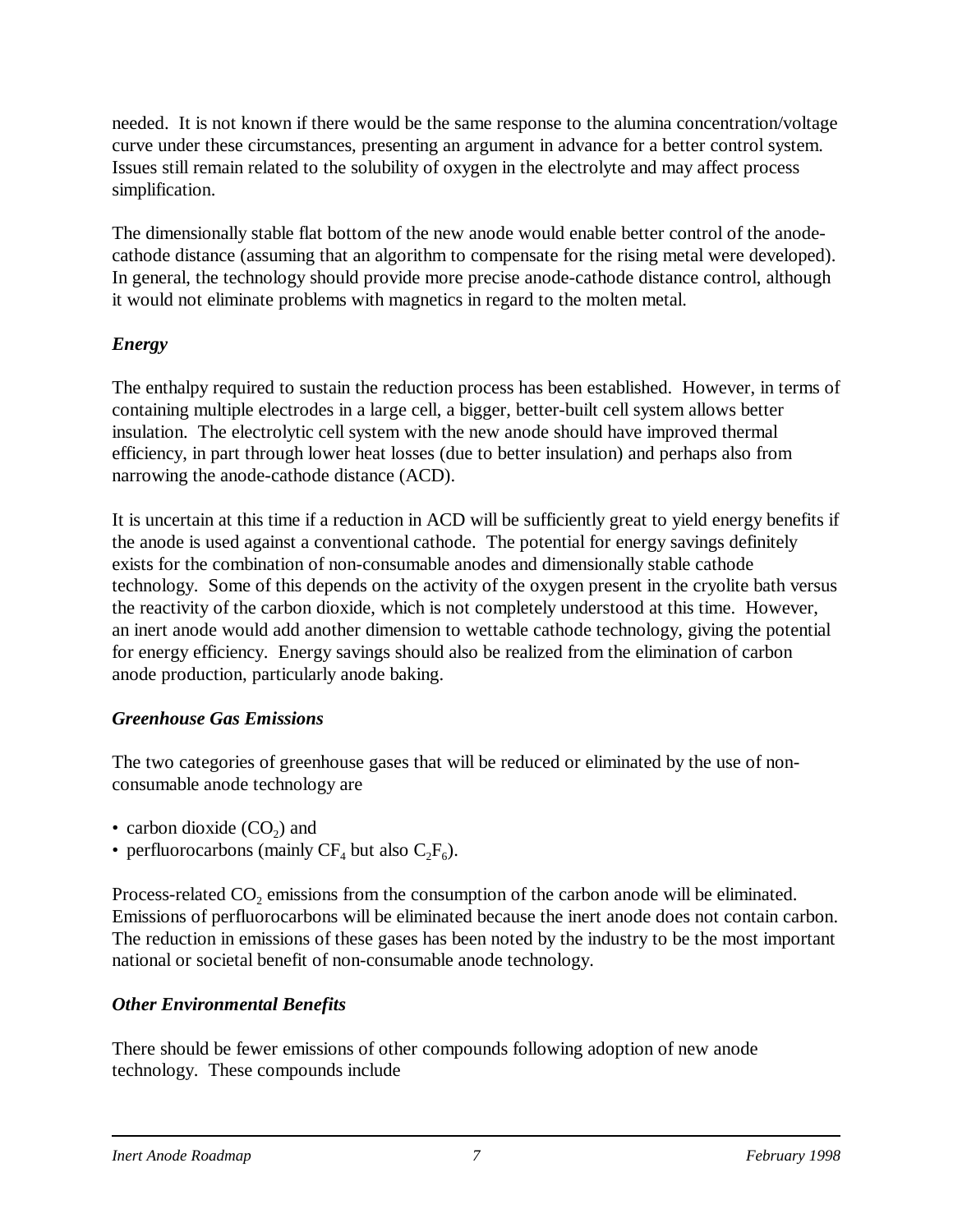needed. It is not known if there would be the same response to the alumina concentration/voltage curve under these circumstances, presenting an argument in advance for a better control system. Issues still remain related to the solubility of oxygen in the electrolyte and may affect process simplification.

The dimensionally stable flat bottom of the new anode would enable better control of the anode-cathode distance (assuming that an algorithm to compensate for the rising metal were developed). In general, the technology should provide more precise anode-cathode distance control, although it would not eliminate problems with magnetics in regard to the molten metal.

### *Energy*

The enthalpy required to sustain the reduction process has been established. However, in terms of containing multiple electrodes in a large cell, a bigger, better-built cell system allows better insulation. The electrolytic cell system with the new anode should have improved thermal efficiency, in part through lower heat losses (due to better insulation) and perhaps also from narrowing the anode-cathode distance (ACD).

It is uncertain at this time if a reduction in ACD will be sufficiently great to yield energy benefits if the anode is used against a conventional cathode. The potential for energy savings definitely exists for the combination of non-consumable anodes and dimensionally stable cathode technology. Some of this depends on the activity of the oxygen present in the cryolite bath versus the reactivity of the carbon dioxide, which is not completely understood at this time. However, an inert anode would add another dimension to wettable cathode technology, giving the potential for energy efficiency. Energy savings should also be realized from the elimination of carbon anode production, particularly anode baking.

### *Greenhouse Gas Emissions*

The two categories of greenhouse gases that will be reduced or eliminated by the use of non-consumable anode technology are

- carbon dioxide ($CO_2$) and
- perfluorocarbons (mainly $CF_4$ but also $C_2F_6$).

Process-related $CO_2$ emissions from the consumption of the carbon anode will be eliminated. Emissions of perfluorocarbons will be eliminated because the inert anode does not contain carbon. The reduction in emissions of these gases has been noted by the industry to be the most important national or societal benefit of non-consumable anode technology.

### *Other Environmental Benefits*

There should be fewer emissions of other compounds following adoption of new anode technology. These compounds include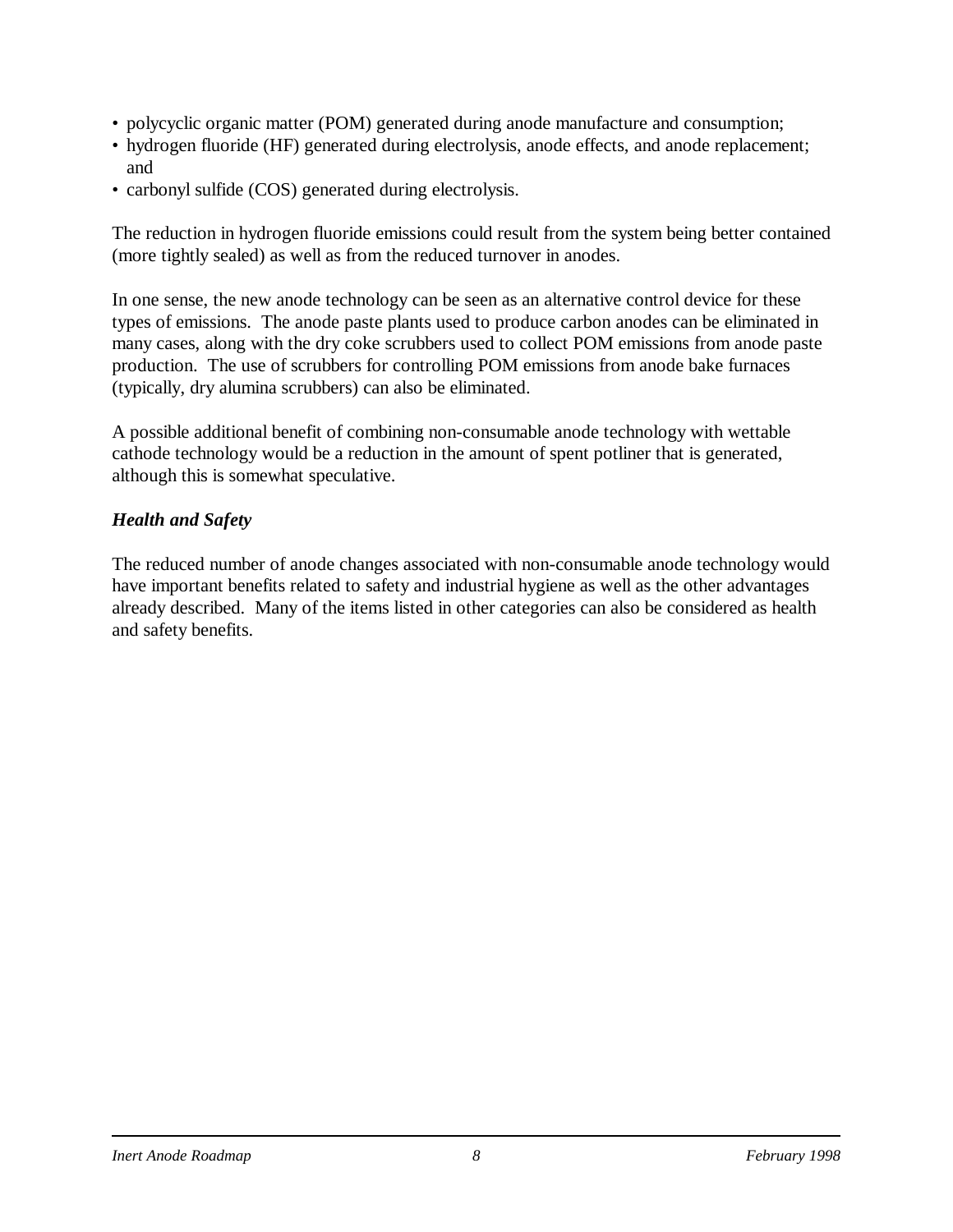- polycyclic organic matter (POM) generated during anode manufacture and consumption;
- hydrogen fluoride (HF) generated during electrolysis, anode effects, and anode replacement; and
- carbonyl sulfide (COS) generated during electrolysis.

The reduction in hydrogen fluoride emissions could result from the system being better contained (more tightly sealed) as well as from the reduced turnover in anodes.

In one sense, the new anode technology can be seen as an alternative control device for these types of emissions. The anode paste plants used to produce carbon anodes can be eliminated in many cases, along with the dry coke scrubbers used to collect POM emissions from anode paste production. The use of scrubbers for controlling POM emissions from anode bake furnaces (typically, dry alumina scrubbers) can also be eliminated.

A possible additional benefit of combining non-consumable anode technology with wettable cathode technology would be a reduction in the amount of spent potliner that is generated, although this is somewhat speculative.

***Health and Safety***

The reduced number of anode changes associated with non-consumable anode technology would have important benefits related to safety and industrial hygiene as well as the other advantages already described. Many of the items listed in other categories can also be considered as health and safety benefits.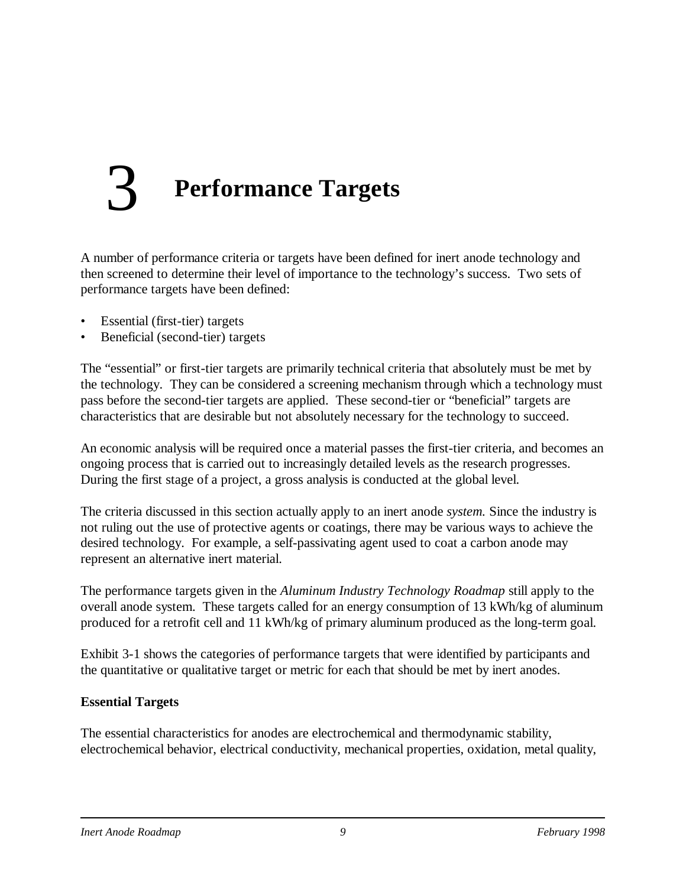# 3 Performance Targets

A number of performance criteria or targets have been defined for inert anode technology and then screened to determine their level of importance to the technology's success. Two sets of performance targets have been defined:

- Essential (first-tier) targets
- Beneficial (second-tier) targets

The "essential" or first-tier targets are primarily technical criteria that absolutely must be met by the technology. They can be considered a screening mechanism through which a technology must pass before the second-tier targets are applied. These second-tier or "beneficial" targets are characteristics that are desirable but not absolutely necessary for the technology to succeed.

An economic analysis will be required once a material passes the first-tier criteria, and becomes an ongoing process that is carried out to increasingly detailed levels as the research progresses. During the first stage of a project, a gross analysis is conducted at the global level.

The criteria discussed in this section actually apply to an inert anode *system.* Since the industry is not ruling out the use of protective agents or coatings, there may be various ways to achieve the desired technology. For example, a self-passivating agent used to coat a carbon anode may represent an alternative inert material.

The performance targets given in the *Aluminum Industry Technology Roadmap* still apply to the overall anode system. These targets called for an energy consumption of 13 kWh/kg of aluminum produced for a retrofit cell and 11 kWh/kg of primary aluminum produced as the long-term goal.

Exhibit 3-1 shows the categories of performance targets that were identified by participants and the quantitative or qualitative target or metric for each that should be met by inert anodes.

**Essential Targets**

The essential characteristics for anodes are electrochemical and thermodynamic stability, electrochemical behavior, electrical conductivity, mechanical properties, oxidation, metal quality,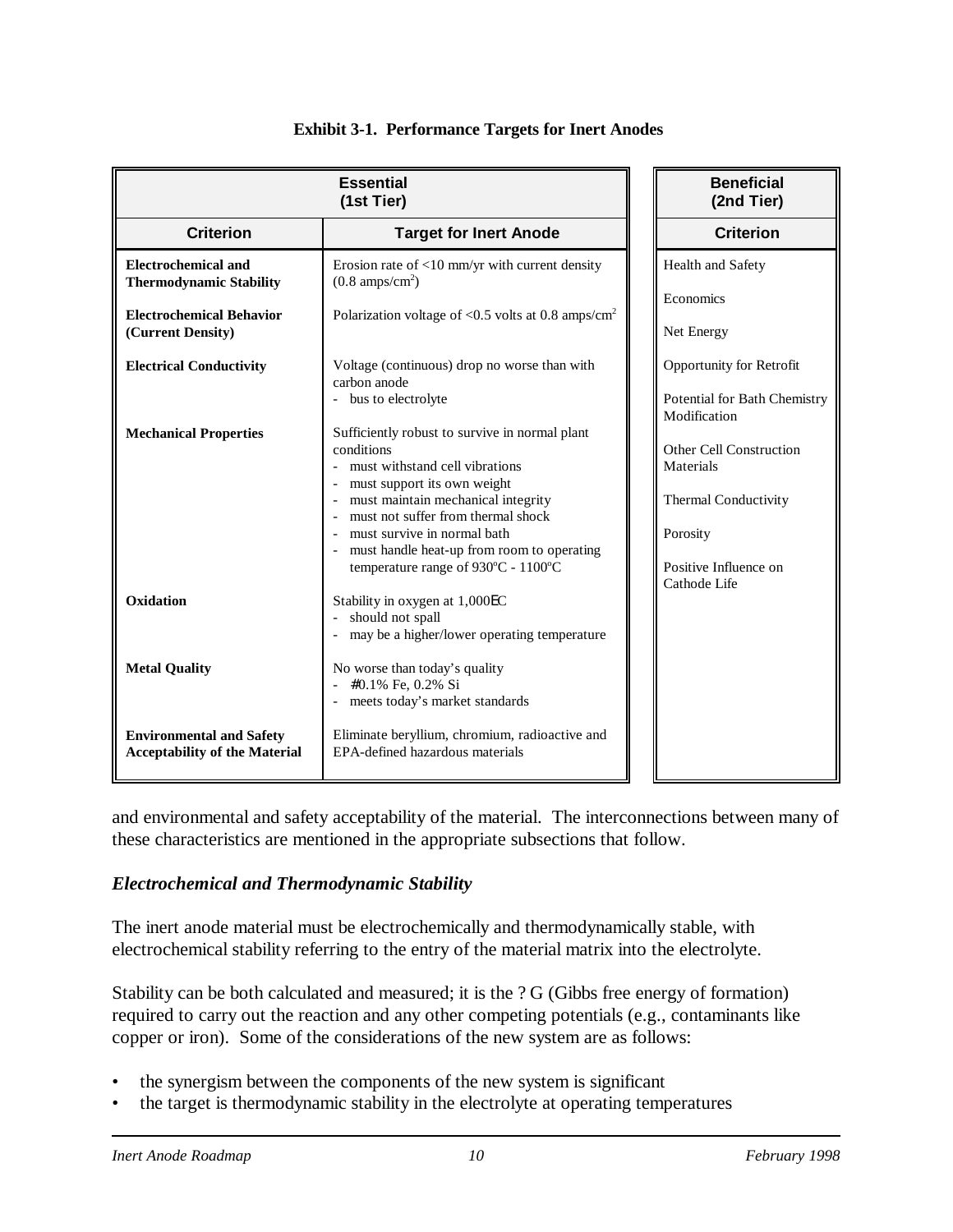**Exhibit 3-1. Performance Targets for Inert Anodes**

| Essential (1st Tier) | | Beneficial (2nd Tier) |
|---|---|---|
| **Criterion** | **Target for Inert Anode** | **Criterion** |
| **Electrochemical and Thermodynamic Stability** | Erosion rate of <10 mm/yr with current density (0.8 amps/cm$^2$) | Health and Safety |
| **Electrochemical Behavior (Current Density)** | Polarization voltage of <0.5 volts at 0.8 amps/cm$^2$ | Economics |
| **Electrical Conductivity** | Voltage (continuous) drop no worse than with carbon anode<br>- bus to electrolyte | Net Energy |
| **Mechanical Properties** | Sufficiently robust to survive in normal plant conditions<br>- must withstand cell vibrations<br>- must support its own weight<br>- must maintain mechanical integrity<br>- must not suffer from thermal shock<br>- must survive in normal bath<br>- must handle heat-up from room to operating temperature range of 930ºC - 1100ºC | Opportunity for Retrofit |
| **Oxidation** | Stability in oxygen at 1,000ºC<br>- should not spall<br>- may be a higher/lower operating temperature | Potential for Bath Chemistry Modification |
| **Metal Quality** | No worse than today's quality<br>- ≤0.1% Fe, 0.2% Si<br>- meets today's market standards | Other Cell Construction Materials |
| **Environmental and Safety Acceptability of the Material** | Eliminate beryllium, chromium, radioactive and EPA-defined hazardous materials | Thermal Conductivity |
| | | Porosity |
| | | Positive Influence on Cathode Life |

and environmental and safety acceptability of the material. The interconnections between many of these characteristics are mentioned in the appropriate subsections that follow.

### *Electrochemical and Thermodynamic Stability*

The inert anode material must be electrochemically and thermodynamically stable, with electrochemical stability referring to the entry of the material matrix into the electrolyte.

Stability can be both calculated and measured; it is the $\Delta G$ (Gibbs free energy of formation) required to carry out the reaction and any other competing potentials (e.g., contaminants like copper or iron). Some of the considerations of the new system are as follows:

- the synergism between the components of the new system is significant
- the target is thermodynamic stability in the electrolyte at operating temperatures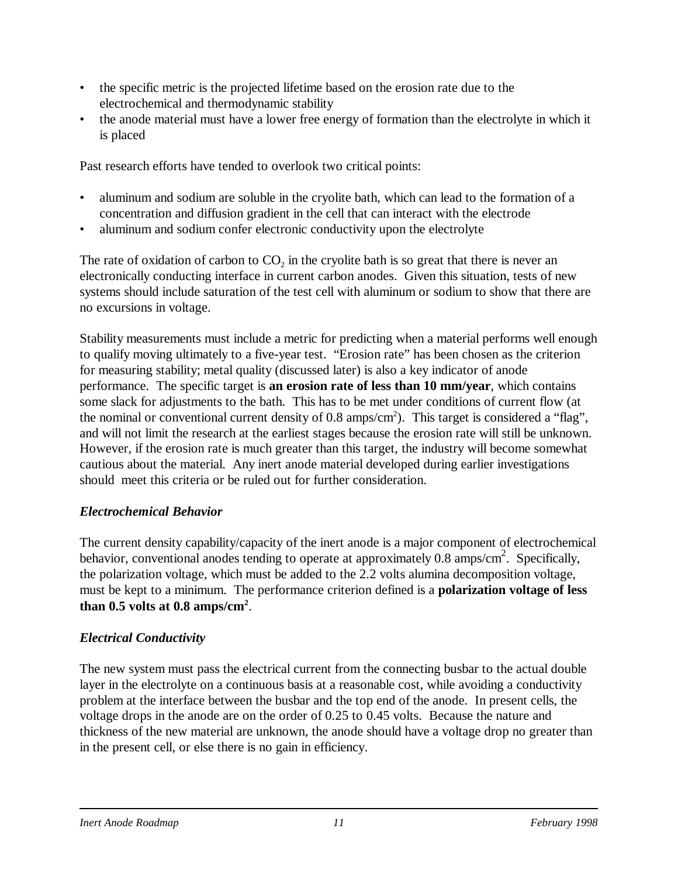- the specific metric is the projected lifetime based on the erosion rate due to the electrochemical and thermodynamic stability
- the anode material must have a lower free energy of formation than the electrolyte in which it is placed

Past research efforts have tended to overlook two critical points:

- aluminum and sodium are soluble in the cryolite bath, which can lead to the formation of a concentration and diffusion gradient in the cell that can interact with the electrode
- aluminum and sodium confer electronic conductivity upon the electrolyte

The rate of oxidation of carbon to $CO_2$ in the cryolite bath is so great that there is never an electronically conducting interface in current carbon anodes. Given this situation, tests of new systems should include saturation of the test cell with aluminum or sodium to show that there are no excursions in voltage.

Stability measurements must include a metric for predicting when a material performs well enough to qualify moving ultimately to a five-year test. "Erosion rate" has been chosen as the criterion for measuring stability; metal quality (discussed later) is also a key indicator of anode performance. The specific target is **an erosion rate of less than 10 mm/year**, which contains some slack for adjustments to the bath. This has to be met under conditions of current flow (at the nominal or conventional current density of 0.8 amps/cm$^2$). This target is considered a "flag", and will not limit the research at the earliest stages because the erosion rate will still be unknown. However, if the erosion rate is much greater than this target, the industry will become somewhat cautious about the material. Any inert anode material developed during earlier investigations should meet this criteria or be ruled out for further consideration.

### *Electrochemical Behavior*

The current density capability/capacity of the inert anode is a major component of electrochemical behavior, conventional anodes tending to operate at approximately 0.8 amps/cm$^2$. Specifically, the polarization voltage, which must be added to the 2.2 volts alumina decomposition voltage, must be kept to a minimum. The performance criterion defined is a **polarization voltage of less than 0.5 volts at 0.8 amps/cm$^2$**.

### *Electrical Conductivity*

The new system must pass the electrical current from the connecting busbar to the actual double layer in the electrolyte on a continuous basis at a reasonable cost, while avoiding a conductivity problem at the interface between the busbar and the top end of the anode. In present cells, the voltage drops in the anode are on the order of 0.25 to 0.45 volts. Because the nature and thickness of the new material are unknown, the anode should have a voltage drop no greater than in the present cell, or else there is no gain in efficiency.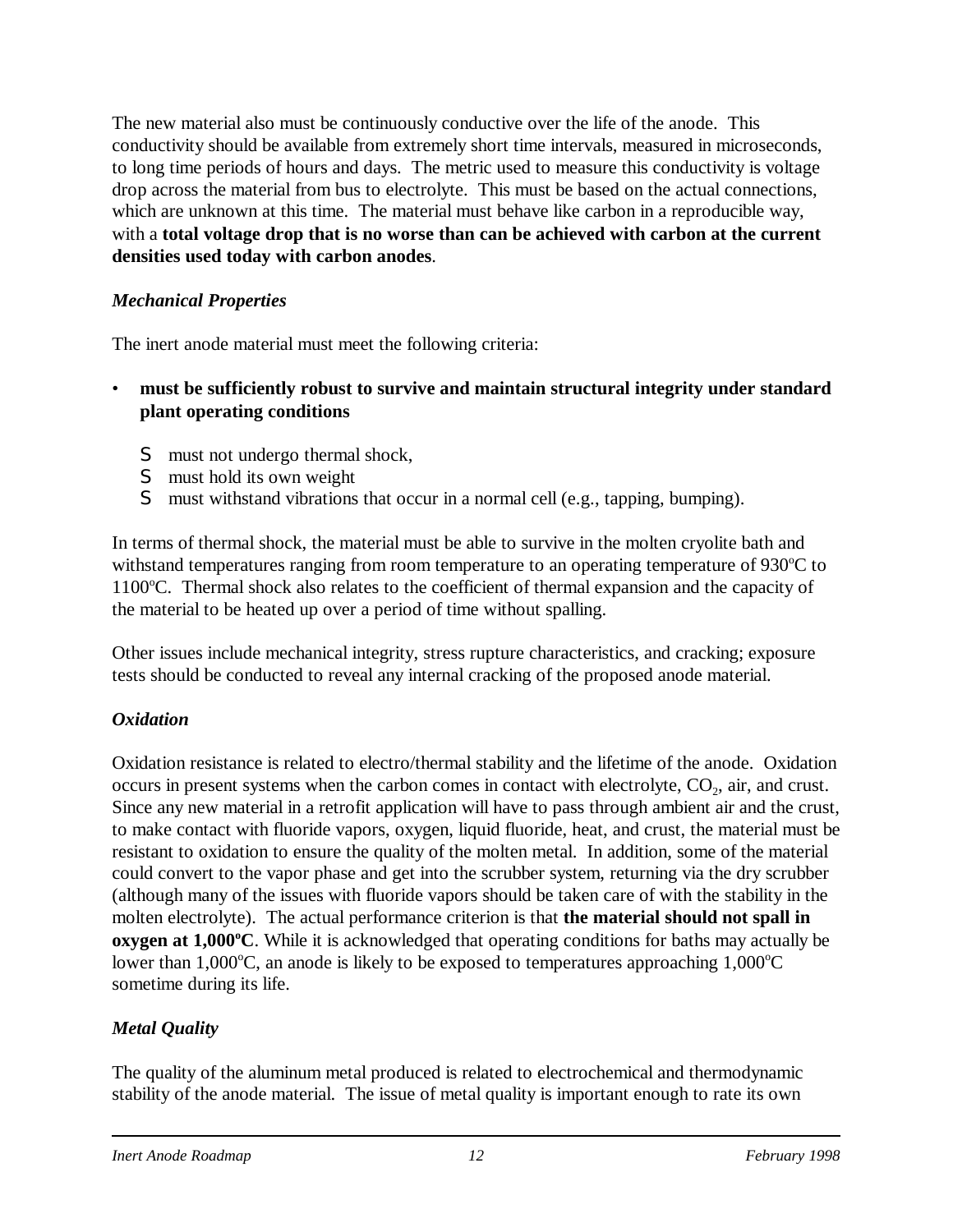The new material also must be continuously conductive over the life of the anode. This conductivity should be available from extremely short time intervals, measured in microseconds, to long time periods of hours and days. The metric used to measure this conductivity is voltage drop across the material from bus to electrolyte. This must be based on the actual connections, which are unknown at this time. The material must behave like carbon in a reproducible way, with a **total voltage drop that is no worse than can be achieved with carbon at the current densities used today with carbon anodes**.

### *Mechanical Properties*

The inert anode material must meet the following criteria:

- **must be sufficiently robust to survive and maintain structural integrity under standard plant operating conditions**
  - must not undergo thermal shock,
  - must hold its own weight
  - must withstand vibrations that occur in a normal cell (e.g., tapping, bumping).

In terms of thermal shock, the material must be able to survive in the molten cryolite bath and withstand temperatures ranging from room temperature to an operating temperature of 930°C to 1100°C. Thermal shock also relates to the coefficient of thermal expansion and the capacity of the material to be heated up over a period of time without spalling.

Other issues include mechanical integrity, stress rupture characteristics, and cracking; exposure tests should be conducted to reveal any internal cracking of the proposed anode material.

### *Oxidation*

Oxidation resistance is related to electro/thermal stability and the lifetime of the anode. Oxidation occurs in present systems when the carbon comes in contact with electrolyte, $CO_2$, air, and crust. Since any new material in a retrofit application will have to pass through ambient air and the crust, to make contact with fluoride vapors, oxygen, liquid fluoride, heat, and crust, the material must be resistant to oxidation to ensure the quality of the molten metal. In addition, some of the material could convert to the vapor phase and get into the scrubber system, returning via the dry scrubber (although many of the issues with fluoride vapors should be taken care of with the stability in the molten electrolyte). The actual performance criterion is that **the material should not spall in oxygen at 1,000°C**. While it is acknowledged that operating conditions for baths may actually be lower than 1,000°C, an anode is likely to be exposed to temperatures approaching 1,000°C sometime during its life.

### *Metal Quality*

The quality of the aluminum metal produced is related to electrochemical and thermodynamic stability of the anode material. The issue of metal quality is important enough to rate its own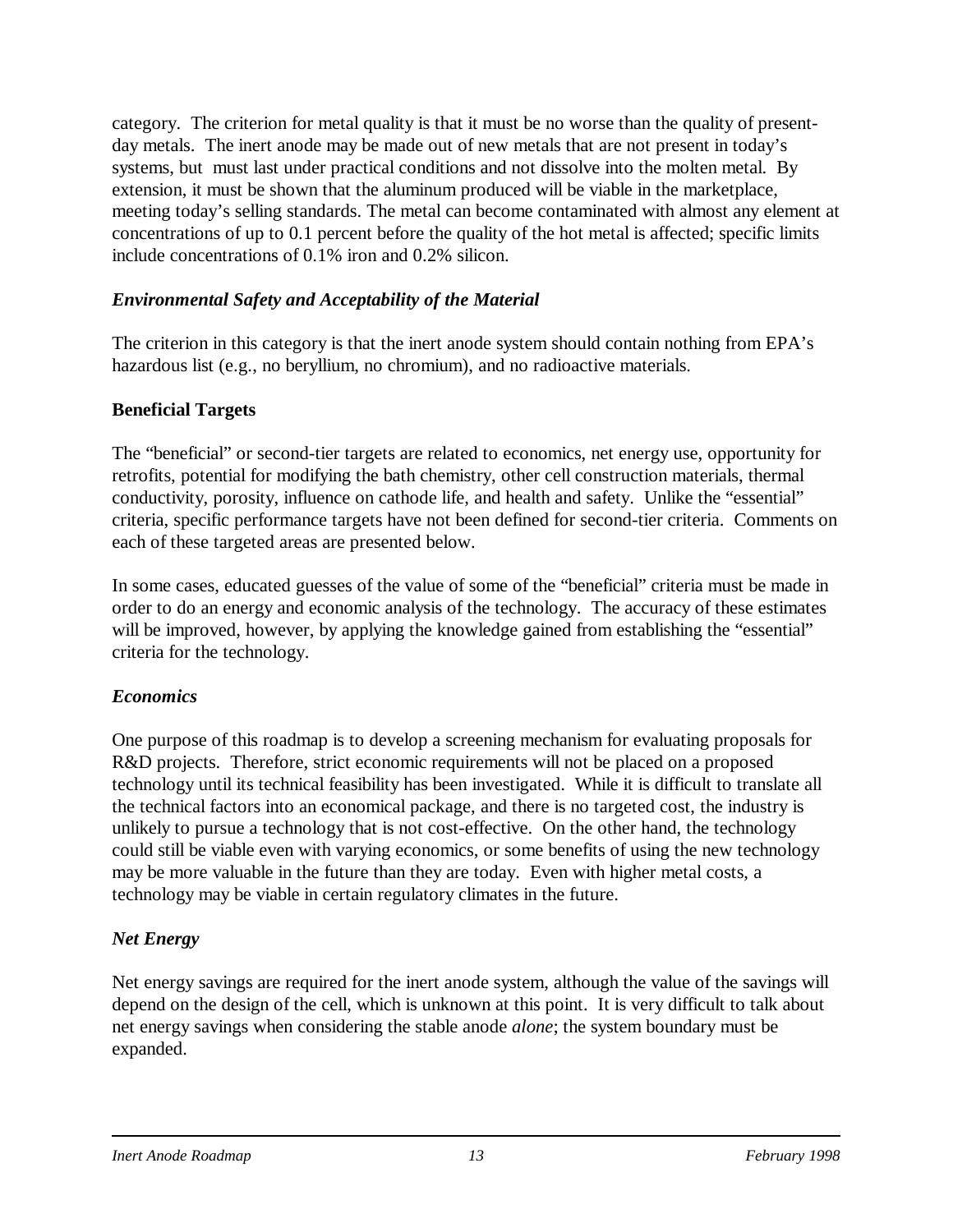category. The criterion for metal quality is that it must be no worse than the quality of present-day metals. The inert anode may be made out of new metals that are not present in today's systems, but must last under practical conditions and not dissolve into the molten metal. By extension, it must be shown that the aluminum produced will be viable in the marketplace, meeting today's selling standards. The metal can become contaminated with almost any element at concentrations of up to 0.1 percent before the quality of the hot metal is affected; specific limits include concentrations of 0.1% iron and 0.2% silicon.

### *Environmental Safety and Acceptability of the Material*

The criterion in this category is that the inert anode system should contain nothing from EPA's hazardous list (e.g., no beryllium, no chromium), and no radioactive materials.

## Beneficial Targets

The "beneficial" or second-tier targets are related to economics, net energy use, opportunity for retrofits, potential for modifying the bath chemistry, other cell construction materials, thermal conductivity, porosity, influence on cathode life, and health and safety. Unlike the "essential" criteria, specific performance targets have not been defined for second-tier criteria. Comments on each of these targeted areas are presented below.

In some cases, educated guesses of the value of some of the "beneficial" criteria must be made in order to do an energy and economic analysis of the technology. The accuracy of these estimates will be improved, however, by applying the knowledge gained from establishing the "essential" criteria for the technology.

### *Economics*

One purpose of this roadmap is to develop a screening mechanism for evaluating proposals for R&D projects. Therefore, strict economic requirements will not be placed on a proposed technology until its technical feasibility has been investigated. While it is difficult to translate all the technical factors into an economical package, and there is no targeted cost, the industry is unlikely to pursue a technology that is not cost-effective. On the other hand, the technology could still be viable even with varying economics, or some benefits of using the new technology may be more valuable in the future than they are today. Even with higher metal costs, a technology may be viable in certain regulatory climates in the future.

### *Net Energy*

Net energy savings are required for the inert anode system, although the value of the savings will depend on the design of the cell, which is unknown at this point. It is very difficult to talk about net energy savings when considering the stable anode *alone*; the system boundary must be expanded.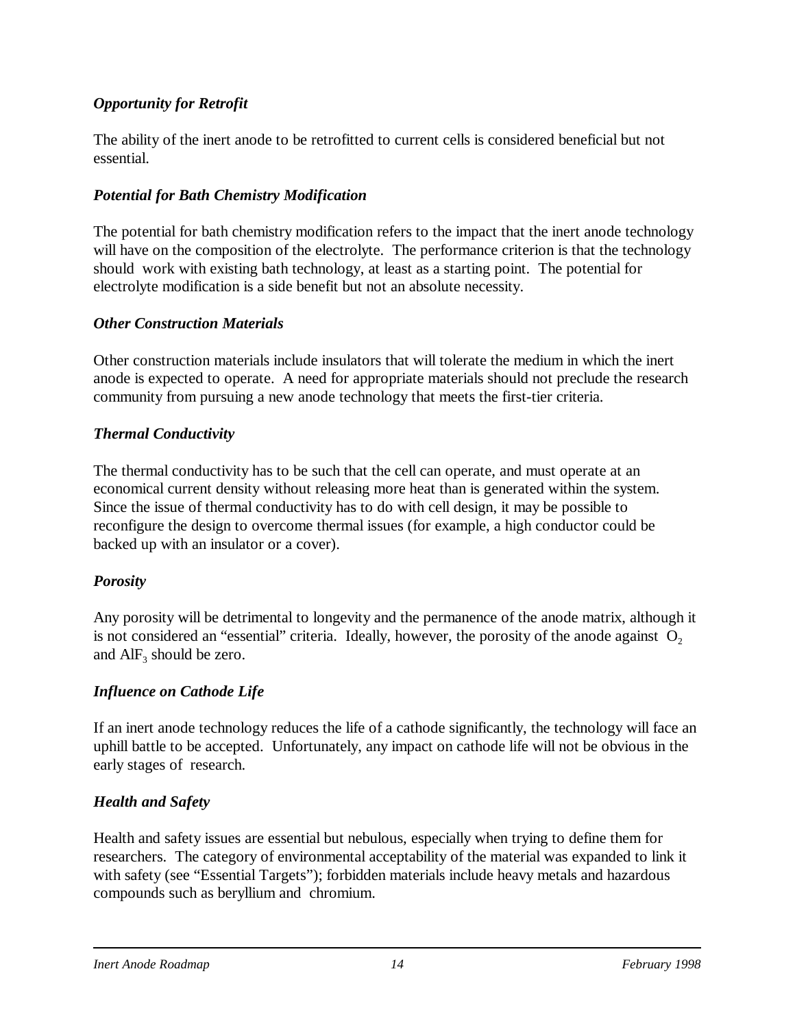### *Opportunity for Retrofit*

The ability of the inert anode to be retrofitted to current cells is considered beneficial but not essential.

### *Potential for Bath Chemistry Modification*

The potential for bath chemistry modification refers to the impact that the inert anode technology will have on the composition of the electrolyte. The performance criterion is that the technology should work with existing bath technology, at least as a starting point. The potential for electrolyte modification is a side benefit but not an absolute necessity.

### *Other Construction Materials*

Other construction materials include insulators that will tolerate the medium in which the inert anode is expected to operate. A need for appropriate materials should not preclude the research community from pursuing a new anode technology that meets the first-tier criteria.

### *Thermal Conductivity*

The thermal conductivity has to be such that the cell can operate, and must operate at an economical current density without releasing more heat than is generated within the system. Since the issue of thermal conductivity has to do with cell design, it may be possible to reconfigure the design to overcome thermal issues (for example, a high conductor could be backed up with an insulator or a cover).

### *Porosity*

Any porosity will be detrimental to longevity and the permanence of the anode matrix, although it is not considered an "essential" criteria. Ideally, however, the porosity of the anode against $O_2$ and $AlF_3$ should be zero.

### *Influence on Cathode Life*

If an inert anode technology reduces the life of a cathode significantly, the technology will face an uphill battle to be accepted. Unfortunately, any impact on cathode life will not be obvious in the early stages of research.

### *Health and Safety*

Health and safety issues are essential but nebulous, especially when trying to define them for researchers. The category of environmental acceptability of the material was expanded to link it with safety (see "Essential Targets"); forbidden materials include heavy metals and hazardous compounds such as beryllium and chromium.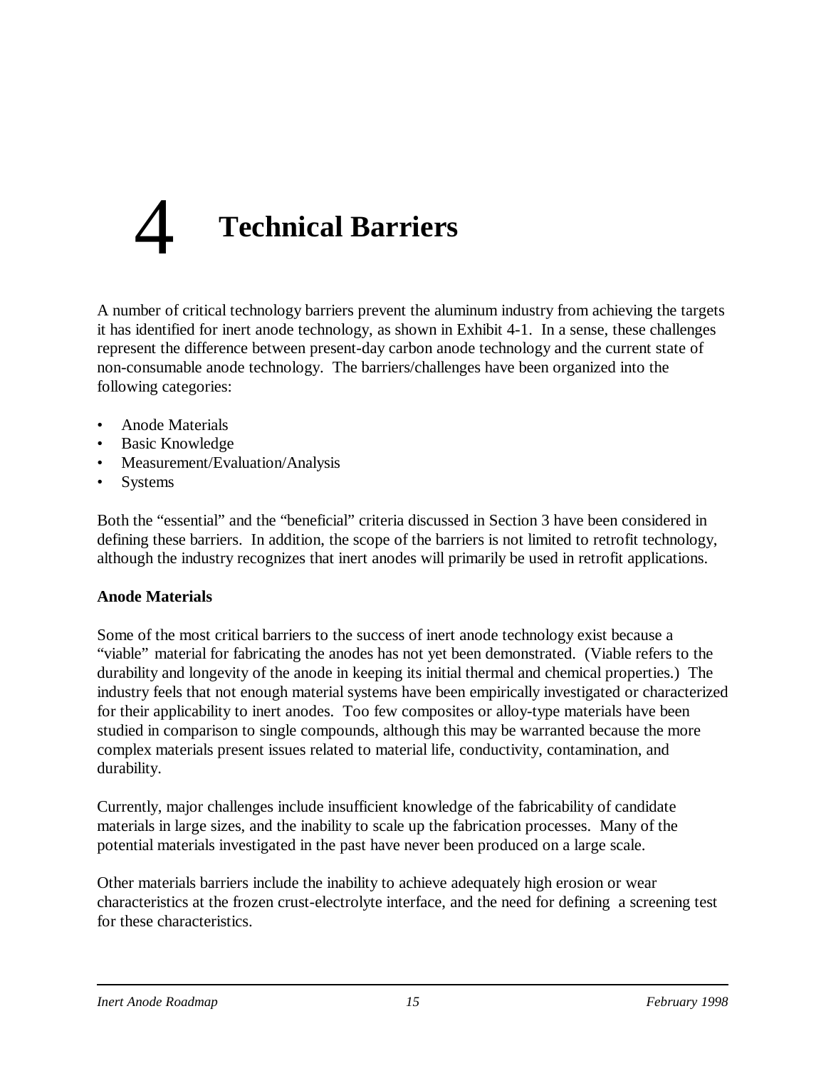# 4 Technical Barriers

A number of critical technology barriers prevent the aluminum industry from achieving the targets it has identified for inert anode technology, as shown in Exhibit 4-1. In a sense, these challenges represent the difference between present-day carbon anode technology and the current state of non-consumable anode technology. The barriers/challenges have been organized into the following categories:

- Anode Materials
- Basic Knowledge
- Measurement/Evaluation/Analysis
- Systems

Both the "essential" and the "beneficial" criteria discussed in Section 3 have been considered in defining these barriers. In addition, the scope of the barriers is not limited to retrofit technology, although the industry recognizes that inert anodes will primarily be used in retrofit applications.

**Anode Materials**

Some of the most critical barriers to the success of inert anode technology exist because a "viable" material for fabricating the anodes has not yet been demonstrated. (Viable refers to the durability and longevity of the anode in keeping its initial thermal and chemical properties.) The industry feels that not enough material systems have been empirically investigated or characterized for their applicability to inert anodes. Too few composites or alloy-type materials have been studied in comparison to single compounds, although this may be warranted because the more complex materials present issues related to material life, conductivity, contamination, and durability.

Currently, major challenges include insufficient knowledge of the fabricability of candidate materials in large sizes, and the inability to scale up the fabrication processes. Many of the potential materials investigated in the past have never been produced on a large scale.

Other materials barriers include the inability to achieve adequately high erosion or wear characteristics at the frozen crust-electrolyte interface, and the need for defining a screening test for these characteristics.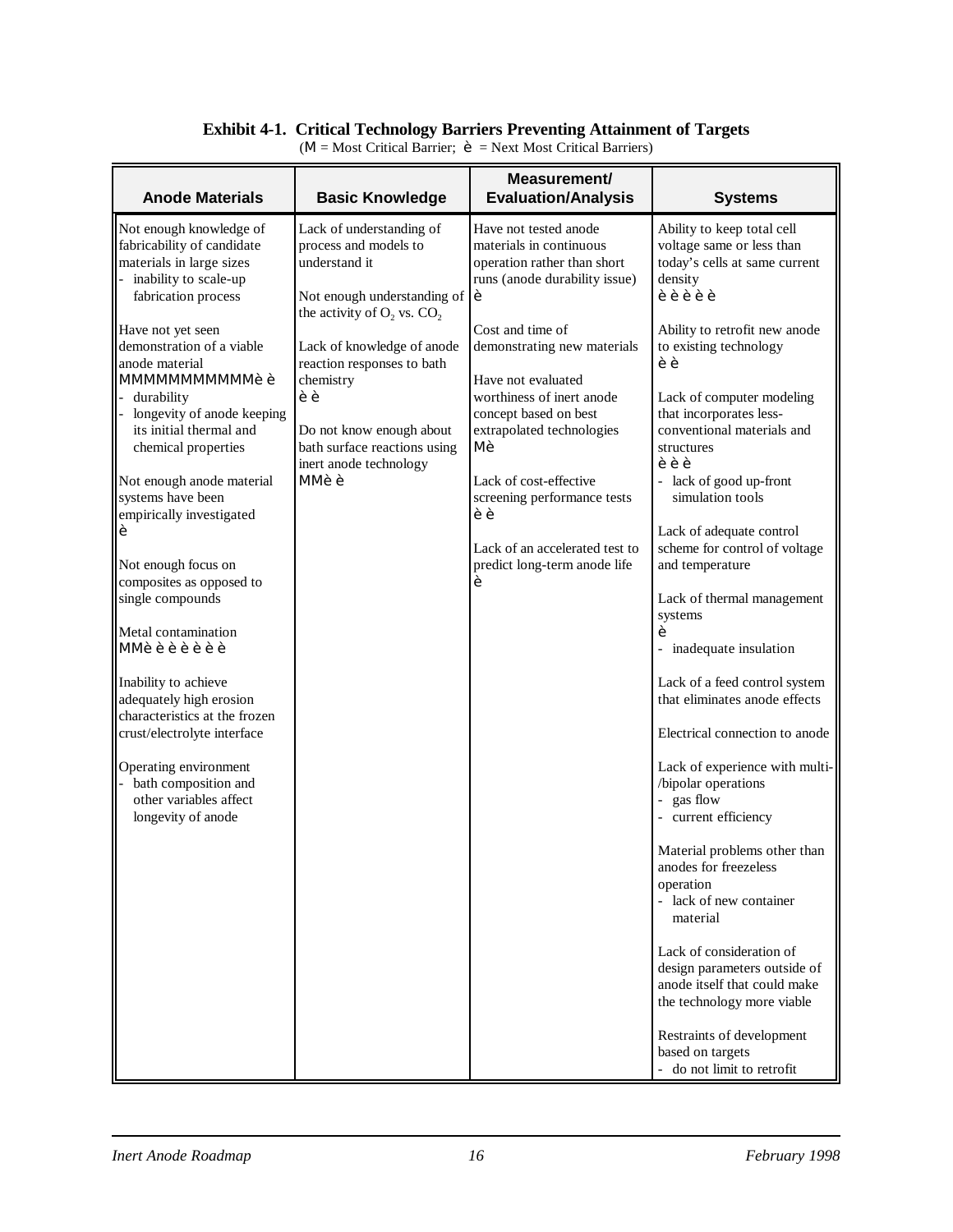**Exhibit 4-1. Critical Technology Barriers Preventing Attainment of Targets**

(M = Most Critical Barrier; è = Next Most Critical Barriers)

| Anode Materials | Basic Knowledge | Measurement/ Evaluation/Analysis | Systems |
|---|---|---|---|
| Not enough knowledge of fabricability of candidate materials in large sizes<br>- inability to scale-up fabrication process<br><br>Have not yet seen demonstration of a viable anode material<br>MMMMMMMMMMMèè<br>- durability<br>- longevity of anode keeping its initial thermal and chemical properties<br><br>Not enough anode material systems have been empirically investigated<br>è<br><br>Not enough focus on composites as opposed to single compounds<br><br>Metal contamination<br>MMèèèèèèè<br><br>Inability to achieve adequately high erosion characteristics at the frozen crust/electrolyte interface<br><br>Operating environment<br>- bath composition and other variables affect longevity of anode | Lack of understanding of process and models to understand it<br><br>Not enough understanding of the activity of $O_2$ vs. $CO_2$<br><br>Lack of knowledge of anode reaction responses to bath chemistry<br>èè<br><br>Do not know enough about bath surface reactions using inert anode technology<br>MMèè | Have not tested anode materials in continuous operation rather than short runs (anode durability issue)<br>è<br><br>Cost and time of demonstrating new materials<br><br>Have not evaluated worthiness of inert anode concept based on best extrapolated technologies<br>Mè<br><br>Lack of cost-effective screening performance tests<br>èè<br><br>Lack of an accelerated test to predict long-term anode life<br>è | Ability to keep total cell voltage same or less than today's cells at same current density<br>èèèèè<br><br>Ability to retrofit new anode to existing technology<br>èè<br><br>Lack of computer modeling that incorporates less-conventional materials and structures<br>èèè<br>- lack of good up-front simulation tools<br><br>Lack of adequate control scheme for control of voltage and temperature<br><br>Lack of thermal management systems<br>è<br>- inadequate insulation<br><br>Lack of a feed control system that eliminates anode effects<br><br>Electrical connection to anode<br><br>Lack of experience with multi-/bipolar operations<br>- gas flow<br>- current efficiency<br><br>Material problems other than anodes for freezeless operation<br>- lack of new container material<br><br>Lack of consideration of design parameters outside of anode itself that could make the technology more viable<br><br>Restraints of development based on targets<br>- do not limit to retrofit |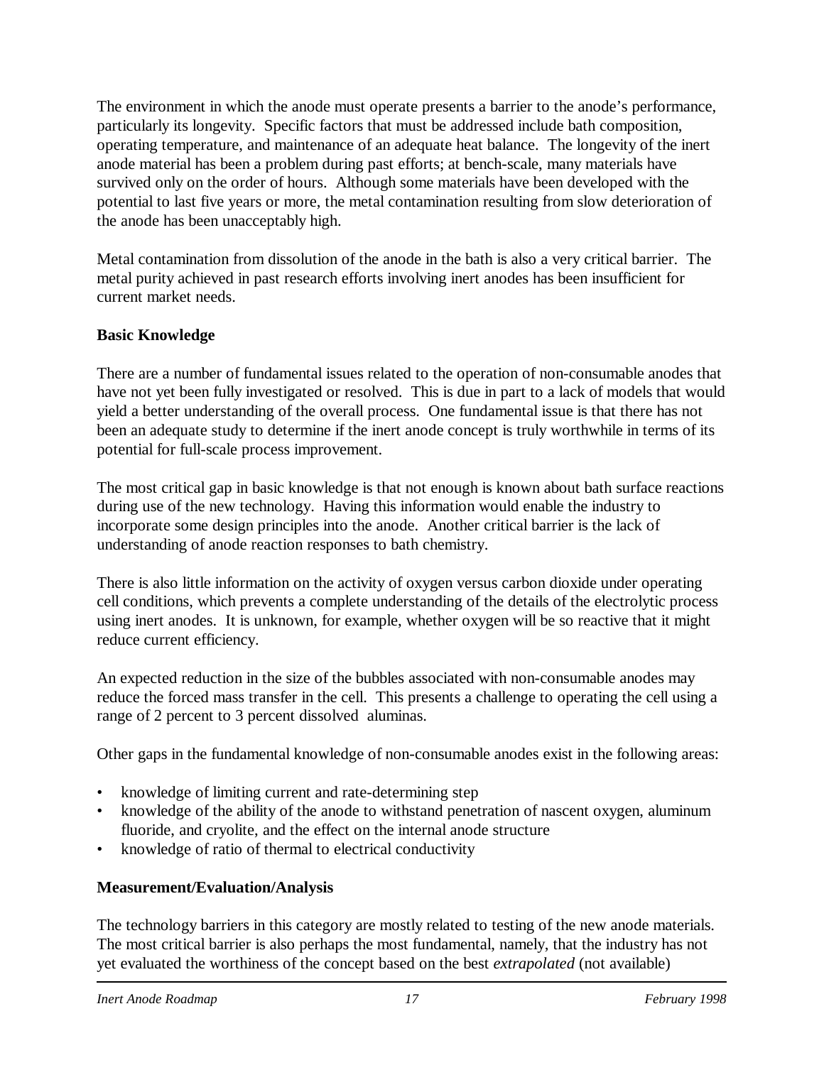The environment in which the anode must operate presents a barrier to the anode's performance, particularly its longevity. Specific factors that must be addressed include bath composition, operating temperature, and maintenance of an adequate heat balance. The longevity of the inert anode material has been a problem during past efforts; at bench-scale, many materials have survived only on the order of hours. Although some materials have been developed with the potential to last five years or more, the metal contamination resulting from slow deterioration of the anode has been unacceptably high.

Metal contamination from dissolution of the anode in the bath is also a very critical barrier. The metal purity achieved in past research efforts involving inert anodes has been insufficient for current market needs.

**Basic Knowledge**

There are a number of fundamental issues related to the operation of non-consumable anodes that have not yet been fully investigated or resolved. This is due in part to a lack of models that would yield a better understanding of the overall process. One fundamental issue is that there has not been an adequate study to determine if the inert anode concept is truly worthwhile in terms of its potential for full-scale process improvement.

The most critical gap in basic knowledge is that not enough is known about bath surface reactions during use of the new technology. Having this information would enable the industry to incorporate some design principles into the anode. Another critical barrier is the lack of understanding of anode reaction responses to bath chemistry.

There is also little information on the activity of oxygen versus carbon dioxide under operating cell conditions, which prevents a complete understanding of the details of the electrolytic process using inert anodes. It is unknown, for example, whether oxygen will be so reactive that it might reduce current efficiency.

An expected reduction in the size of the bubbles associated with non-consumable anodes may reduce the forced mass transfer in the cell. This presents a challenge to operating the cell using a range of 2 percent to 3 percent dissolved aluminas.

Other gaps in the fundamental knowledge of non-consumable anodes exist in the following areas:

- knowledge of limiting current and rate-determining step
- knowledge of the ability of the anode to withstand penetration of nascent oxygen, aluminum fluoride, and cryolite, and the effect on the internal anode structure
- knowledge of ratio of thermal to electrical conductivity

**Measurement/Evaluation/Analysis**

The technology barriers in this category are mostly related to testing of the new anode materials. The most critical barrier is also perhaps the most fundamental, namely, that the industry has not yet evaluated the worthiness of the concept based on the best *extrapolated* (not available)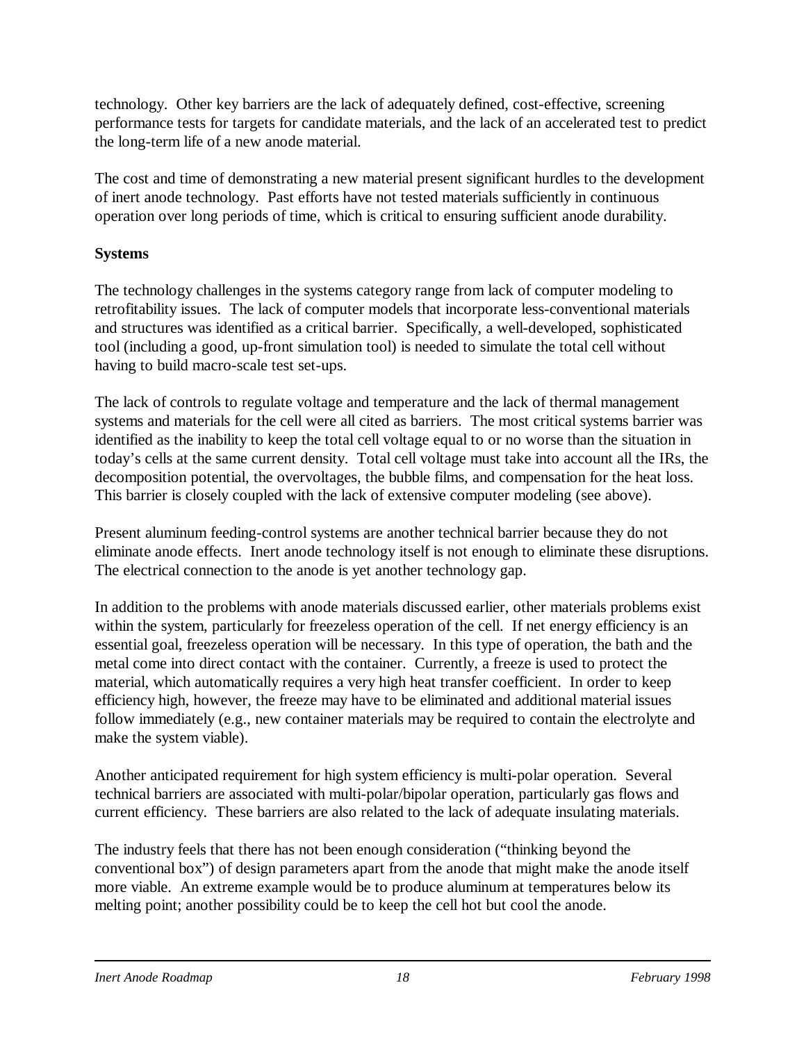technology. Other key barriers are the lack of adequately defined, cost-effective, screening performance tests for targets for candidate materials, and the lack of an accelerated test to predict the long-term life of a new anode material.

The cost and time of demonstrating a new material present significant hurdles to the development of inert anode technology. Past efforts have not tested materials sufficiently in continuous operation over long periods of time, which is critical to ensuring sufficient anode durability.

**Systems**

The technology challenges in the systems category range from lack of computer modeling to retrofitability issues. The lack of computer models that incorporate less-conventional materials and structures was identified as a critical barrier. Specifically, a well-developed, sophisticated tool (including a good, up-front simulation tool) is needed to simulate the total cell without having to build macro-scale test set-ups.

The lack of controls to regulate voltage and temperature and the lack of thermal management systems and materials for the cell were all cited as barriers. The most critical systems barrier was identified as the inability to keep the total cell voltage equal to or no worse than the situation in today's cells at the same current density. Total cell voltage must take into account all the IRs, the decomposition potential, the overvoltages, the bubble films, and compensation for the heat loss. This barrier is closely coupled with the lack of extensive computer modeling (see above).

Present aluminum feeding-control systems are another technical barrier because they do not eliminate anode effects. Inert anode technology itself is not enough to eliminate these disruptions. The electrical connection to the anode is yet another technology gap.

In addition to the problems with anode materials discussed earlier, other materials problems exist within the system, particularly for freezeless operation of the cell. If net energy efficiency is an essential goal, freezeless operation will be necessary. In this type of operation, the bath and the metal come into direct contact with the container. Currently, a freeze is used to protect the material, which automatically requires a very high heat transfer coefficient. In order to keep efficiency high, however, the freeze may have to be eliminated and additional material issues follow immediately (e.g., new container materials may be required to contain the electrolyte and make the system viable).

Another anticipated requirement for high system efficiency is multi-polar operation. Several technical barriers are associated with multi-polar/bipolar operation, particularly gas flows and current efficiency. These barriers are also related to the lack of adequate insulating materials.

The industry feels that there has not been enough consideration ("thinking beyond the conventional box") of design parameters apart from the anode that might make the anode itself more viable. An extreme example would be to produce aluminum at temperatures below its melting point; another possibility could be to keep the cell hot but cool the anode.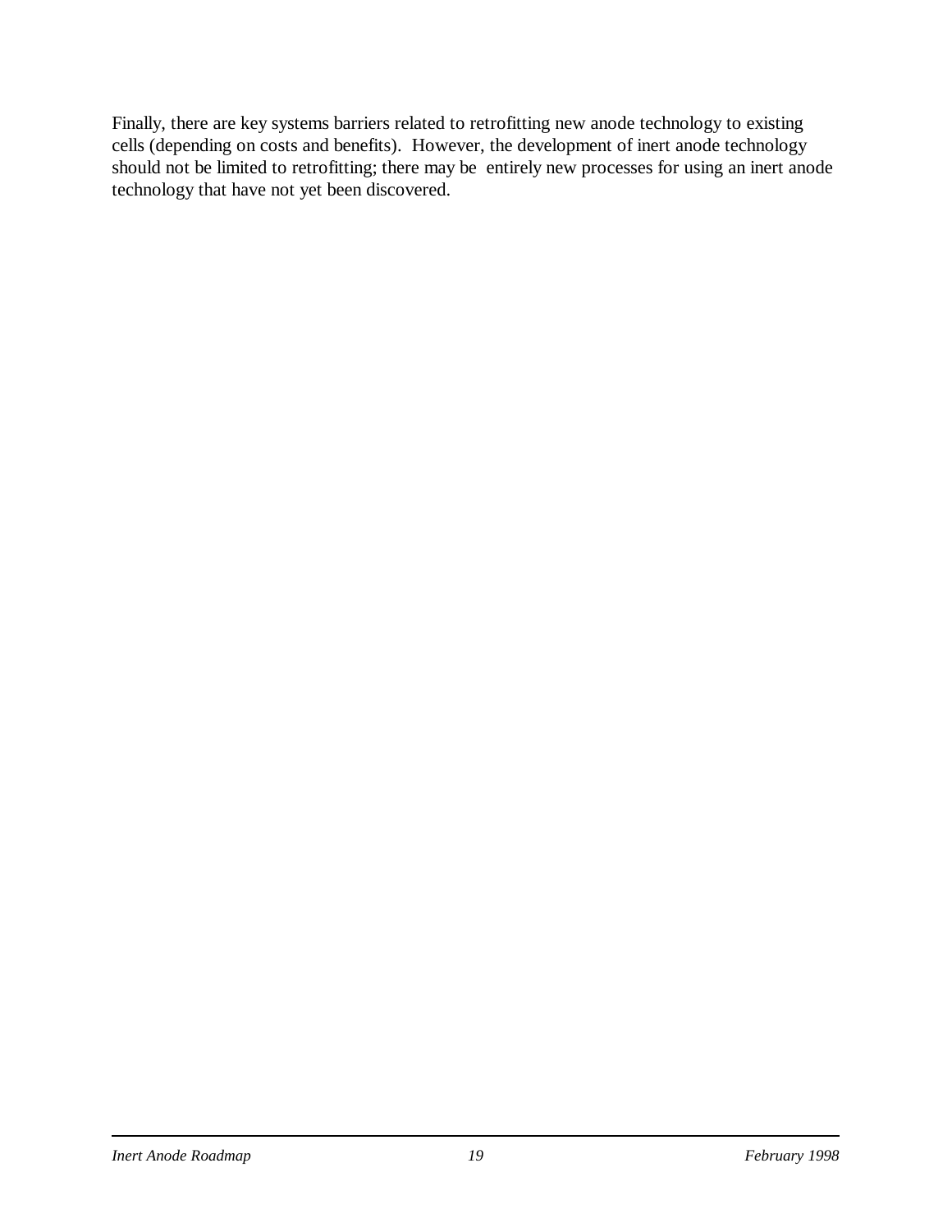Finally, there are key systems barriers related to retrofitting new anode technology to existing cells (depending on costs and benefits). However, the development of inert anode technology should not be limited to retrofitting; there may be entirely new processes for using an inert anode technology that have not yet been discovered.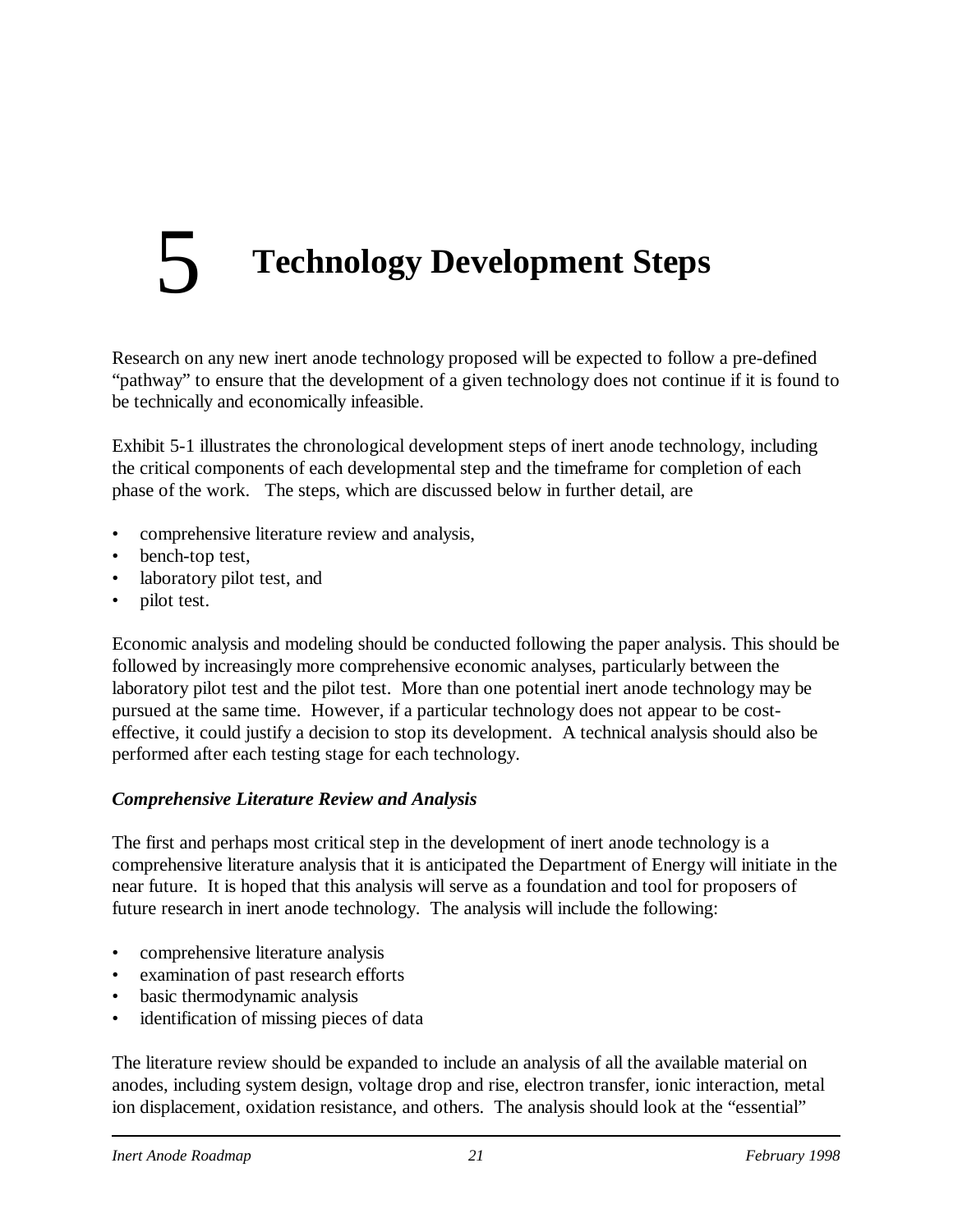# 5 Technology Development Steps

Research on any new inert anode technology proposed will be expected to follow a pre-defined "pathway" to ensure that the development of a given technology does not continue if it is found to be technically and economically infeasible.

Exhibit 5-1 illustrates the chronological development steps of inert anode technology, including the critical components of each developmental step and the timeframe for completion of each phase of the work. The steps, which are discussed below in further detail, are

- comprehensive literature review and analysis,
- bench-top test,
- laboratory pilot test, and
- pilot test.

Economic analysis and modeling should be conducted following the paper analysis. This should be followed by increasingly more comprehensive economic analyses, particularly between the laboratory pilot test and the pilot test. More than one potential inert anode technology may be pursued at the same time. However, if a particular technology does not appear to be cost-effective, it could justify a decision to stop its development. A technical analysis should also be performed after each testing stage for each technology.

### *Comprehensive Literature Review and Analysis*

The first and perhaps most critical step in the development of inert anode technology is a comprehensive literature analysis that it is anticipated the Department of Energy will initiate in the near future. It is hoped that this analysis will serve as a foundation and tool for proposers of future research in inert anode technology. The analysis will include the following:

- comprehensive literature analysis
- examination of past research efforts
- basic thermodynamic analysis
- identification of missing pieces of data

The literature review should be expanded to include an analysis of all the available material on anodes, including system design, voltage drop and rise, electron transfer, ionic interaction, metal ion displacement, oxidation resistance, and others. The analysis should look at the "essential"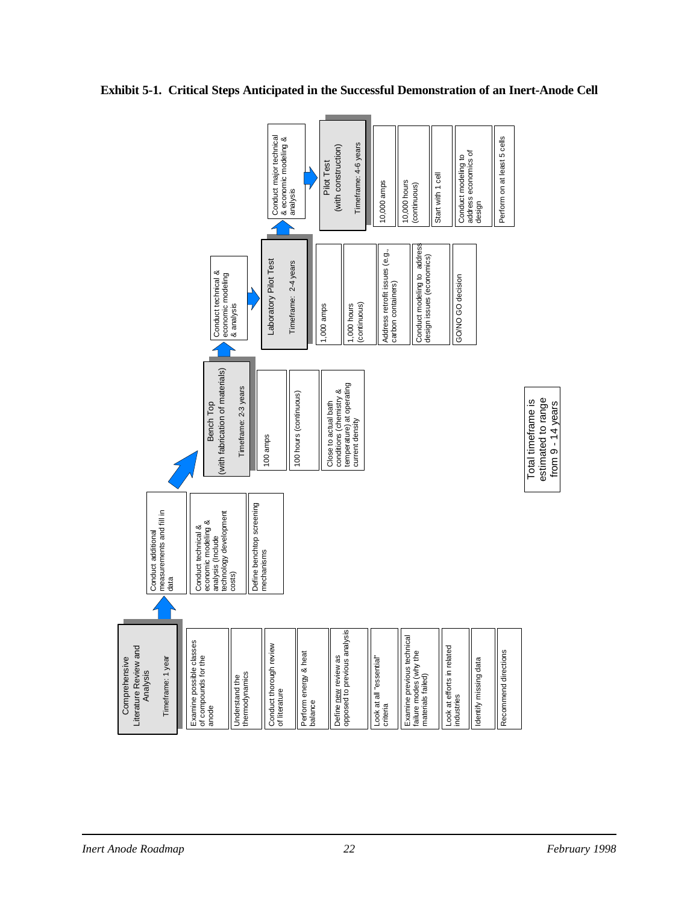**Exhibit 5-1. Critical Steps Anticipated in the Successful Demonstration of an Inert-Anode Cell**

**Comprehensive Literature Review and Analysis**
Timeframe: 1 year

- Examine possible classes of compounds for the anode
- Understand the thermodynamics
- Conduct thorough review of literature
- Perform energy & heat balance
- Define new review as opposed to previous analysis
- Look at all "essential" criteria
- Examine previous technical failure modes (why the materials failed)
- Look at efforts in related industries
- Identify missing data
- Recommend directions

Next steps:

- Conduct additional measurements and fill in data
- Conduct technical & economic modeling & analysis (include technology development costs)
- Define benchtop screening mechanisms

**Bench Top (with fabrication of materials)**
Timeframe: 2-3 years

- 100 amps
- 100 hours (continuous)
- Close to actual bath conditions (chemistry & temperature) at operating current density

Next step:

- Conduct technical & economic modeling & analysis

**Laboratory Pilot Test**
Timeframe: 2-4 years

- 1,000 amps
- 1,000 hours (continuous)
- Address retrofit issues (e.g., carbon containers)
- Conduct modeling to address design issues (economics)
- GO/NO GO decision

Next step:

- Conduct major technical & economic modeling & analysis

**Pilot Test (with construction)**
Timeframe: 4-6 years

- 10,000 amps
- 10,000 hours (continuous)
- Start with 1 cell
- Conduct modeling to address economics of design
- Perform on at least 5 cells

Total timeframe is estimated to range from 9 - 14 years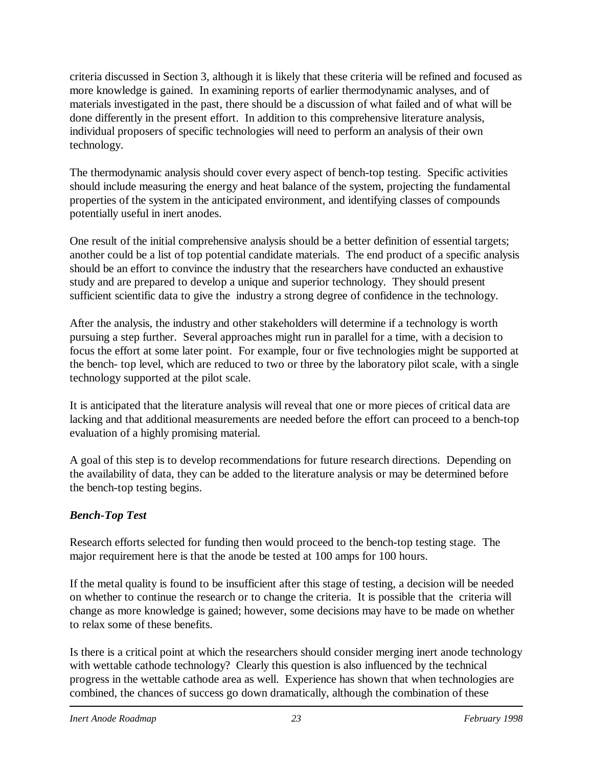criteria discussed in Section 3, although it is likely that these criteria will be refined and focused as more knowledge is gained. In examining reports of earlier thermodynamic analyses, and of materials investigated in the past, there should be a discussion of what failed and of what will be done differently in the present effort. In addition to this comprehensive literature analysis, individual proposers of specific technologies will need to perform an analysis of their own technology.

The thermodynamic analysis should cover every aspect of bench-top testing. Specific activities should include measuring the energy and heat balance of the system, projecting the fundamental properties of the system in the anticipated environment, and identifying classes of compounds potentially useful in inert anodes.

One result of the initial comprehensive analysis should be a better definition of essential targets; another could be a list of top potential candidate materials. The end product of a specific analysis should be an effort to convince the industry that the researchers have conducted an exhaustive study and are prepared to develop a unique and superior technology. They should present sufficient scientific data to give the industry a strong degree of confidence in the technology.

After the analysis, the industry and other stakeholders will determine if a technology is worth pursuing a step further. Several approaches might run in parallel for a time, with a decision to focus the effort at some later point. For example, four or five technologies might be supported at the bench- top level, which are reduced to two or three by the laboratory pilot scale, with a single technology supported at the pilot scale.

It is anticipated that the literature analysis will reveal that one or more pieces of critical data are lacking and that additional measurements are needed before the effort can proceed to a bench-top evaluation of a highly promising material.

A goal of this step is to develop recommendations for future research directions. Depending on the availability of data, they can be added to the literature analysis or may be determined before the bench-top testing begins.

***Bench-Top Test***

Research efforts selected for funding then would proceed to the bench-top testing stage. The major requirement here is that the anode be tested at 100 amps for 100 hours.

If the metal quality is found to be insufficient after this stage of testing, a decision will be needed on whether to continue the research or to change the criteria. It is possible that the criteria will change as more knowledge is gained; however, some decisions may have to be made on whether to relax some of these benefits.

Is there is a critical point at which the researchers should consider merging inert anode technology with wettable cathode technology? Clearly this question is also influenced by the technical progress in the wettable cathode area as well. Experience has shown that when technologies are combined, the chances of success go down dramatically, although the combination of these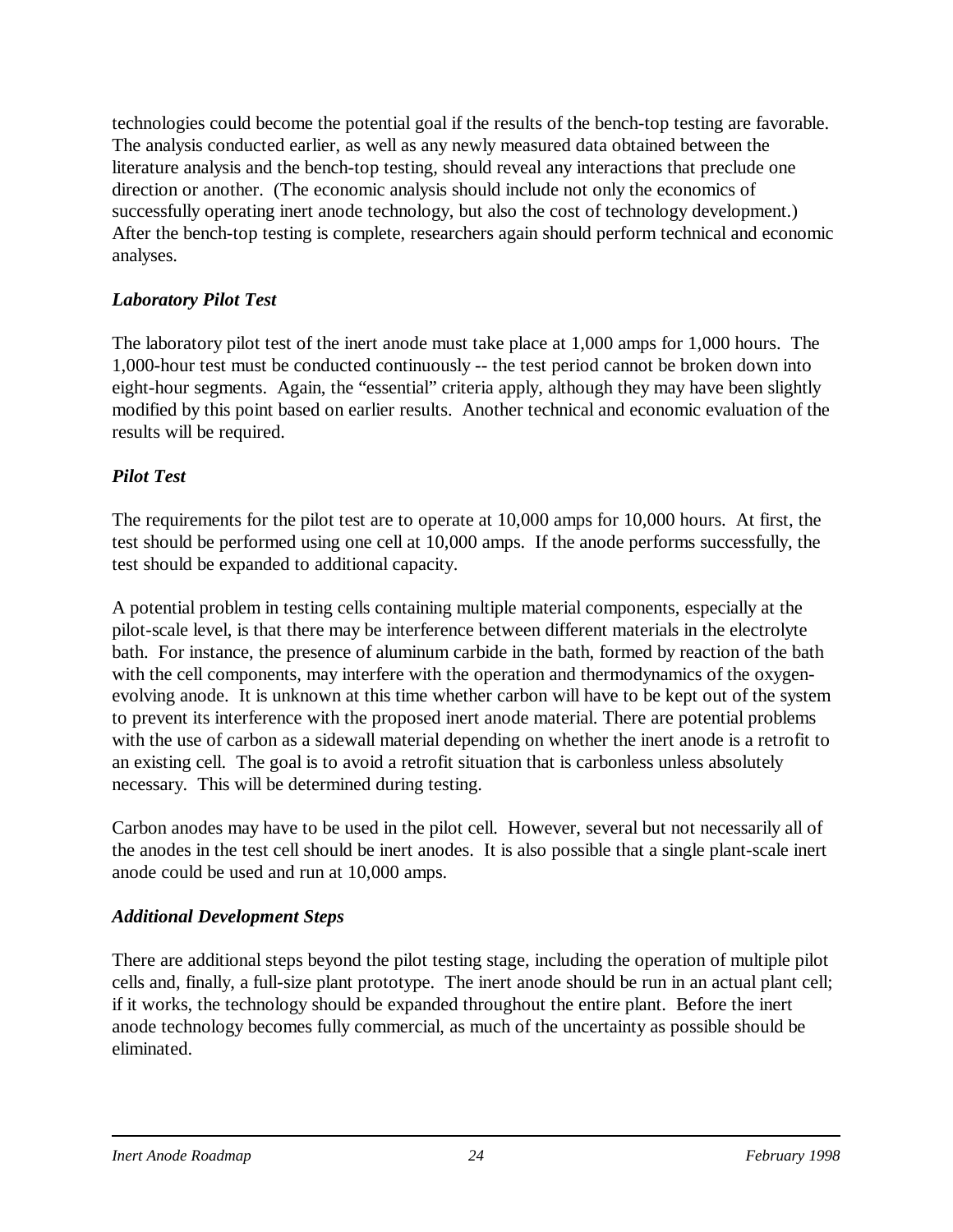technologies could become the potential goal if the results of the bench-top testing are favorable. The analysis conducted earlier, as well as any newly measured data obtained between the literature analysis and the bench-top testing, should reveal any interactions that preclude one direction or another. (The economic analysis should include not only the economics of successfully operating inert anode technology, but also the cost of technology development.) After the bench-top testing is complete, researchers again should perform technical and economic analyses.

### *Laboratory Pilot Test*

The laboratory pilot test of the inert anode must take place at 1,000 amps for 1,000 hours. The 1,000-hour test must be conducted continuously -- the test period cannot be broken down into eight-hour segments. Again, the "essential" criteria apply, although they may have been slightly modified by this point based on earlier results. Another technical and economic evaluation of the results will be required.

### *Pilot Test*

The requirements for the pilot test are to operate at 10,000 amps for 10,000 hours. At first, the test should be performed using one cell at 10,000 amps. If the anode performs successfully, the test should be expanded to additional capacity.

A potential problem in testing cells containing multiple material components, especially at the pilot-scale level, is that there may be interference between different materials in the electrolyte bath. For instance, the presence of aluminum carbide in the bath, formed by reaction of the bath with the cell components, may interfere with the operation and thermodynamics of the oxygen-evolving anode. It is unknown at this time whether carbon will have to be kept out of the system to prevent its interference with the proposed inert anode material. There are potential problems with the use of carbon as a sidewall material depending on whether the inert anode is a retrofit to an existing cell. The goal is to avoid a retrofit situation that is carbonless unless absolutely necessary. This will be determined during testing.

Carbon anodes may have to be used in the pilot cell. However, several but not necessarily all of the anodes in the test cell should be inert anodes. It is also possible that a single plant-scale inert anode could be used and run at 10,000 amps.

### *Additional Development Steps*

There are additional steps beyond the pilot testing stage, including the operation of multiple pilot cells and, finally, a full-size plant prototype. The inert anode should be run in an actual plant cell; if it works, the technology should be expanded throughout the entire plant. Before the inert anode technology becomes fully commercial, as much of the uncertainty as possible should be eliminated.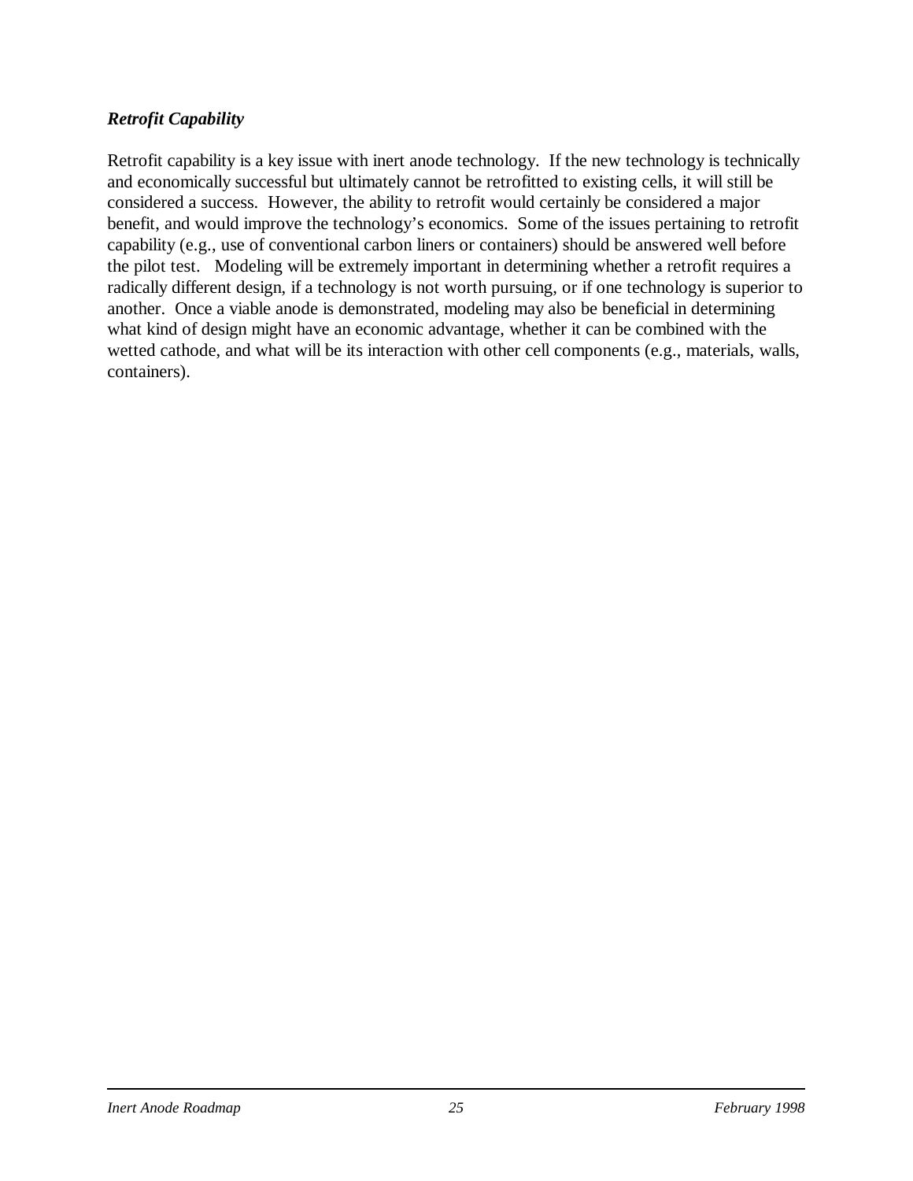### *Retrofit Capability*

Retrofit capability is a key issue with inert anode technology. If the new technology is technically and economically successful but ultimately cannot be retrofitted to existing cells, it will still be considered a success. However, the ability to retrofit would certainly be considered a major benefit, and would improve the technology's economics. Some of the issues pertaining to retrofit capability (e.g., use of conventional carbon liners or containers) should be answered well before the pilot test. Modeling will be extremely important in determining whether a retrofit requires a radically different design, if a technology is not worth pursuing, or if one technology is superior to another. Once a viable anode is demonstrated, modeling may also be beneficial in determining what kind of design might have an economic advantage, whether it can be combined with the wetted cathode, and what will be its interaction with other cell components (e.g., materials, walls, containers).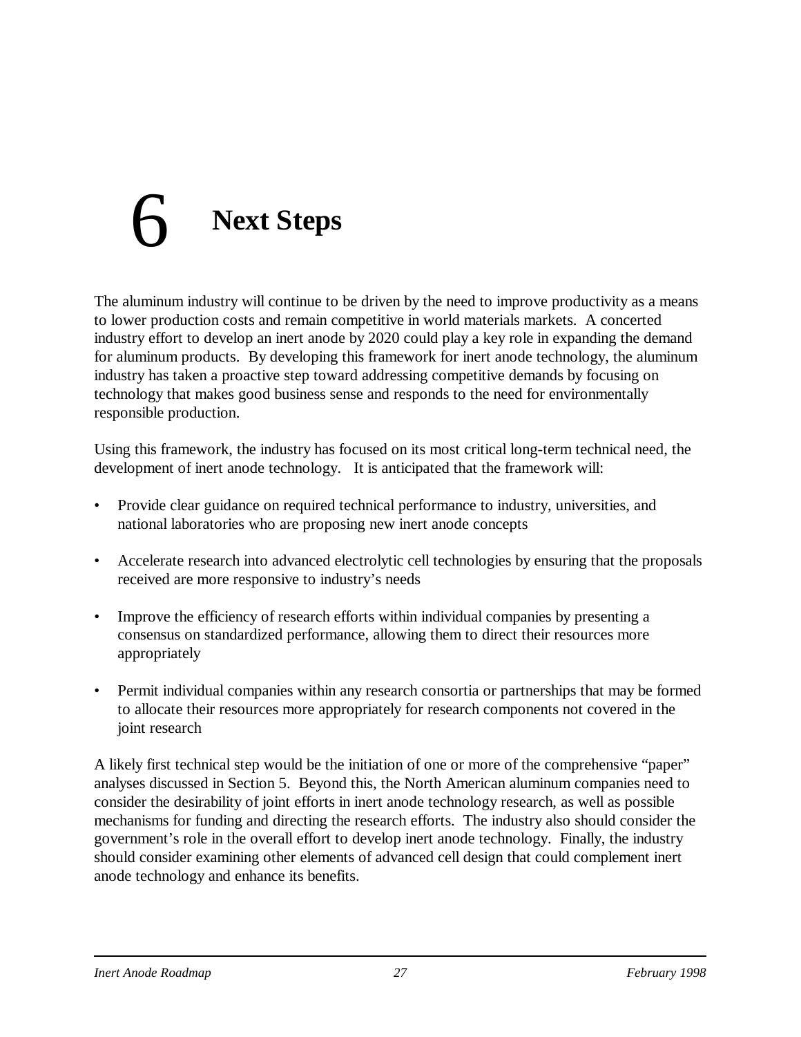# 6 Next Steps

The aluminum industry will continue to be driven by the need to improve productivity as a means to lower production costs and remain competitive in world materials markets. A concerted industry effort to develop an inert anode by 2020 could play a key role in expanding the demand for aluminum products. By developing this framework for inert anode technology, the aluminum industry has taken a proactive step toward addressing competitive demands by focusing on technology that makes good business sense and responds to the need for environmentally responsible production.

Using this framework, the industry has focused on its most critical long-term technical need, the development of inert anode technology. It is anticipated that the framework will:

- Provide clear guidance on required technical performance to industry, universities, and national laboratories who are proposing new inert anode concepts
- Accelerate research into advanced electrolytic cell technologies by ensuring that the proposals received are more responsive to industry's needs
- Improve the efficiency of research efforts within individual companies by presenting a consensus on standardized performance, allowing them to direct their resources more appropriately
- Permit individual companies within any research consortia or partnerships that may be formed to allocate their resources more appropriately for research components not covered in the joint research

A likely first technical step would be the initiation of one or more of the comprehensive "paper" analyses discussed in Section 5. Beyond this, the North American aluminum companies need to consider the desirability of joint efforts in inert anode technology research, as well as possible mechanisms for funding and directing the research efforts. The industry also should consider the government's role in the overall effort to develop inert anode technology. Finally, the industry should consider examining other elements of advanced cell design that could complement inert anode technology and enhance its benefits.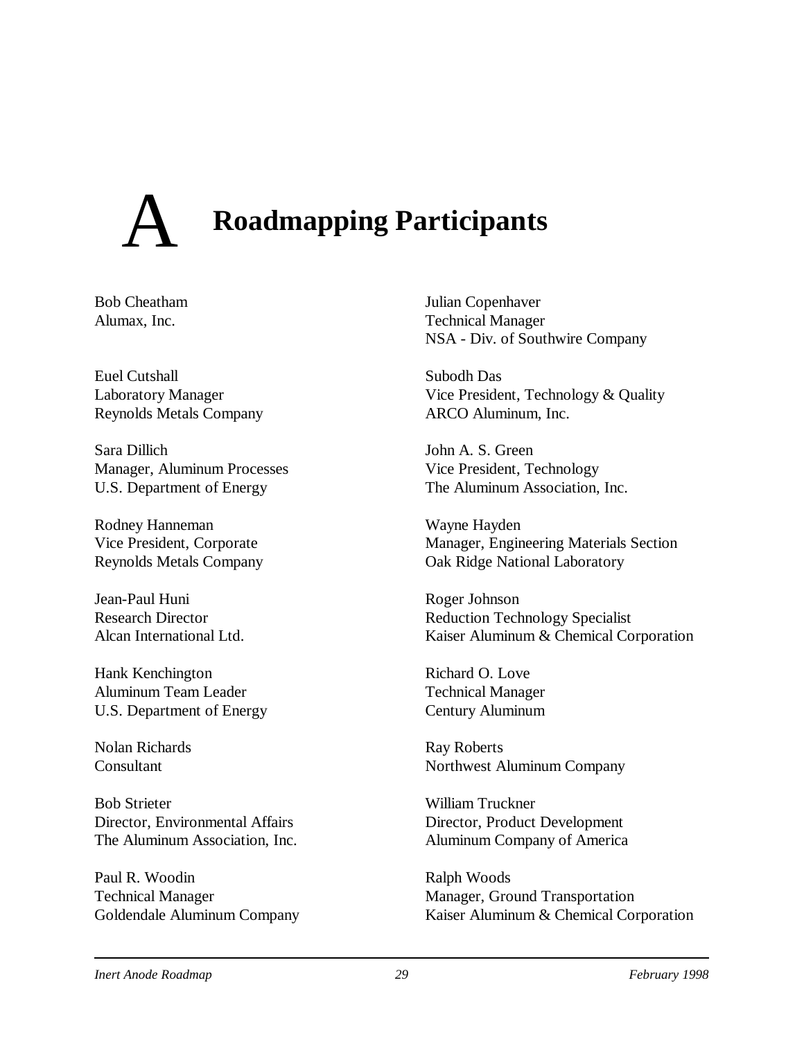# A Roadmapping Participants

Bob Cheatham
Alumax, Inc.

Euel Cutshall
Laboratory Manager
Reynolds Metals Company

Sara Dillich
Manager, Aluminum Processes
U.S. Department of Energy

Rodney Hanneman
Vice President, Corporate
Reynolds Metals Company

Jean-Paul Huni
Research Director
Alcan International Ltd.

Hank Kenchington
Aluminum Team Leader
U.S. Department of Energy

Nolan Richards
Consultant

Bob Strieter
Director, Environmental Affairs
The Aluminum Association, Inc.

Paul R. Woodin
Technical Manager
Goldendale Aluminum Company

Julian Copenhaver
Technical Manager
NSA - Div. of Southwire Company

Subodh Das
Vice President, Technology & Quality
ARCO Aluminum, Inc.

John A. S. Green
Vice President, Technology
The Aluminum Association, Inc.

Wayne Hayden
Manager, Engineering Materials Section
Oak Ridge National Laboratory

Roger Johnson
Reduction Technology Specialist
Kaiser Aluminum & Chemical Corporation

Richard O. Love
Technical Manager
Century Aluminum

Ray Roberts
Northwest Aluminum Company

William Truckner
Director, Product Development
Aluminum Company of America

Ralph Woods
Manager, Ground Transportation
Kaiser Aluminum & Chemical Corporation